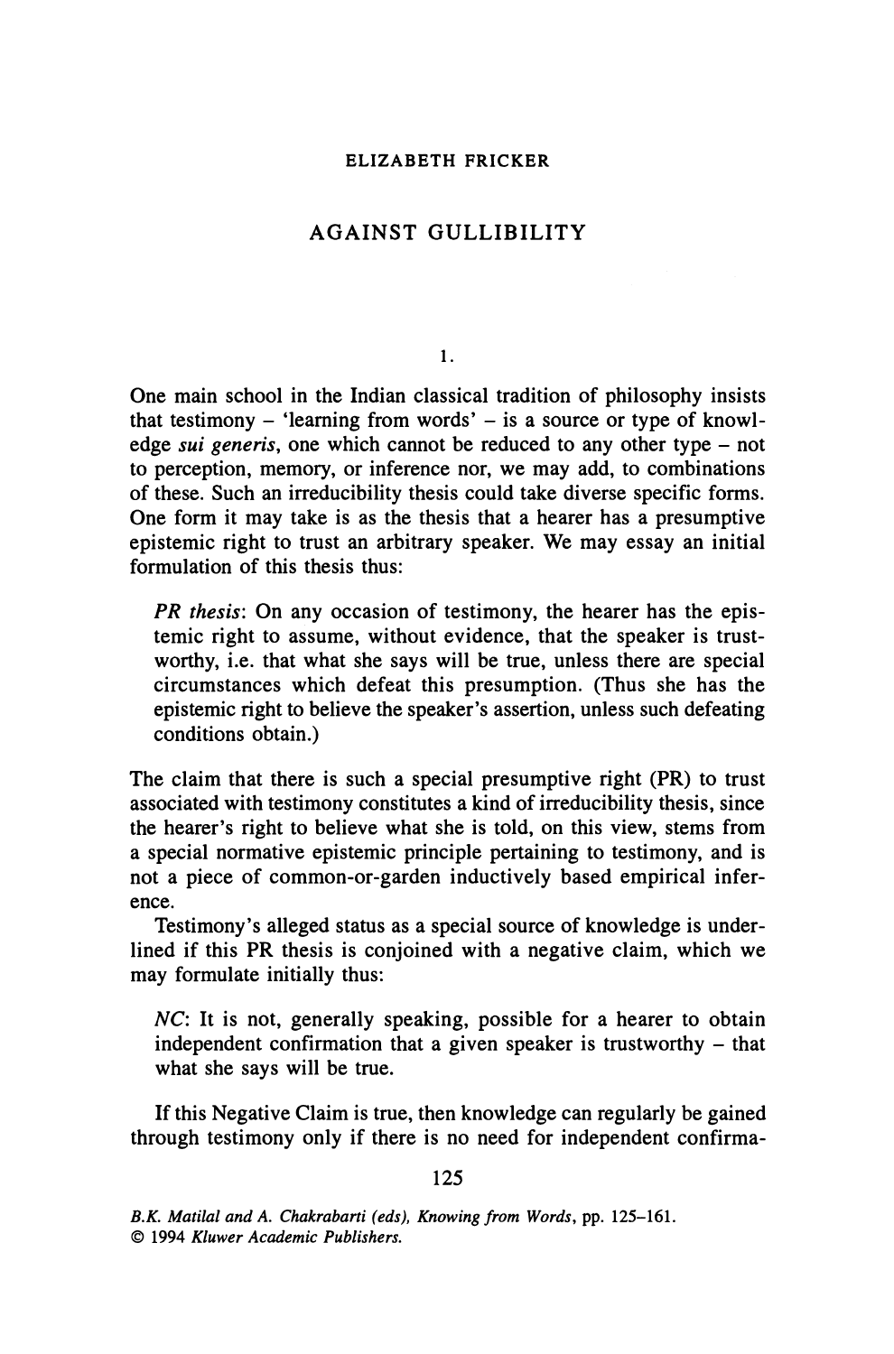ELIZABETH FRICKER

# AGAINST GULLIBILITY

## 1.

One main school in the Indian classical tradition of philosophy insists that testimony – 'learning from words' – is a source or type of knowledge *sui generis*, one which cannot be reduced to any other type – not to perception, memory, or inference nor, we may add, to combinations of these. Such an irreducibility thesis could take diverse specific forms. One form it may take is as the thesis that a hearer has a presumptive epistemic right to trust an arbitrary speaker. We may essay an initial formulation of this thesis thus:

> *PR thesis*: On any occasion of testimony, the hearer has the epistemic right to assume, without evidence, that the speaker is trustworthy, i.e. that what she says will be true, unless there are special circumstances which defeat this presumption. (Thus she has the epistemic right to believe the speaker's assertion, unless such defeating conditions obtain.)

The claim that there is such a special presumptive right (PR) to trust associated with testimony constitutes a kind of irreducibility thesis, since the hearer's right to believe what she is told, on this view, stems from a special normative epistemic principle pertaining to testimony, and is not a piece of common-or-garden inductively based empirical inference.

Testimony's alleged status as a special source of knowledge is underlined if this PR thesis is conjoined with a negative claim, which we may formulate initially thus:

> *NC*: It is not, generally speaking, possible for a hearer to obtain independent confirmation that a given speaker is trustworthy – that what she says will be true.

If this Negative Claim is true, then knowledge can regularly be gained through testimony only if there is no need for independent confirma-

B.K. Matilal and A. Chakrabarti (eds), Knowing from Words, pp. 125–161.
© 1994 Kluwer Academic Publishers.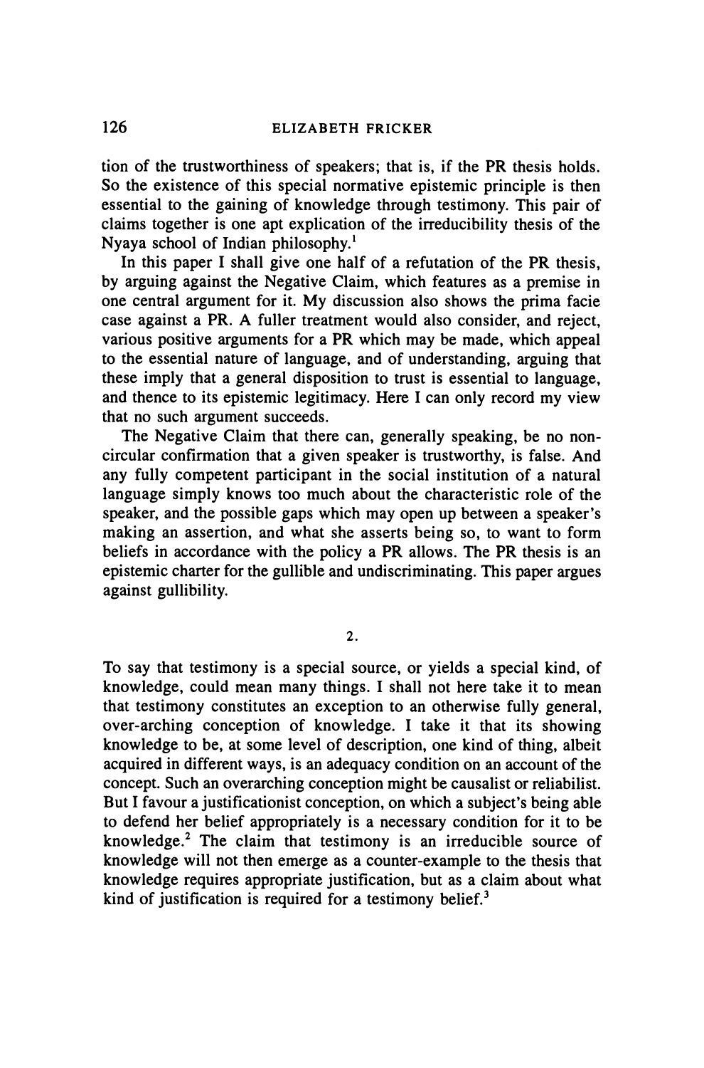tion of the trustworthiness of speakers; that is, if the PR thesis holds. So the existence of this special normative epistemic principle is then essential to the gaining of knowledge through testimony. This pair of claims together is one apt explication of the irreducibility thesis of the Nyaya school of Indian philosophy.[1]

In this paper I shall give one half of a refutation of the PR thesis, by arguing against the Negative Claim, which features as a premise in one central argument for it. My discussion also shows the prima facie case against a PR. A fuller treatment would also consider, and reject, various positive arguments for a PR which may be made, which appeal to the essential nature of language, and of understanding, arguing that these imply that a general disposition to trust is essential to language, and thence to its epistemic legitimacy. Here I can only record my view that no such argument succeeds.

The Negative Claim that there can, generally speaking, be no non-circular confirmation that a given speaker is trustworthy, is false. And any fully competent participant in the social institution of a natural language simply knows too much about the characteristic role of the speaker, and the possible gaps which may open up between a speaker's making an assertion, and what she asserts being so, to want to form beliefs in accordance with the policy a PR allows. The PR thesis is an epistemic charter for the gullible and undiscriminating. This paper argues against gullibility.

## 2.

To say that testimony is a special source, or yields a special kind, of knowledge, could mean many things. I shall not here take it to mean that testimony constitutes an exception to an otherwise fully general, over-arching conception of knowledge. I take it that its showing knowledge to be, at some level of description, one kind of thing, albeit acquired in different ways, is an adequacy condition on an account of the concept. Such an overarching conception might be causalist or reliabilist. But I favour a justificationist conception, on which a subject's being able to defend her belief appropriately is a necessary condition for it to be knowledge.[2] The claim that testimony is an irreducible source of knowledge will not then emerge as a counter-example to the thesis that knowledge requires appropriate justification, but as a claim about what kind of justification is required for a testimony belief.[3]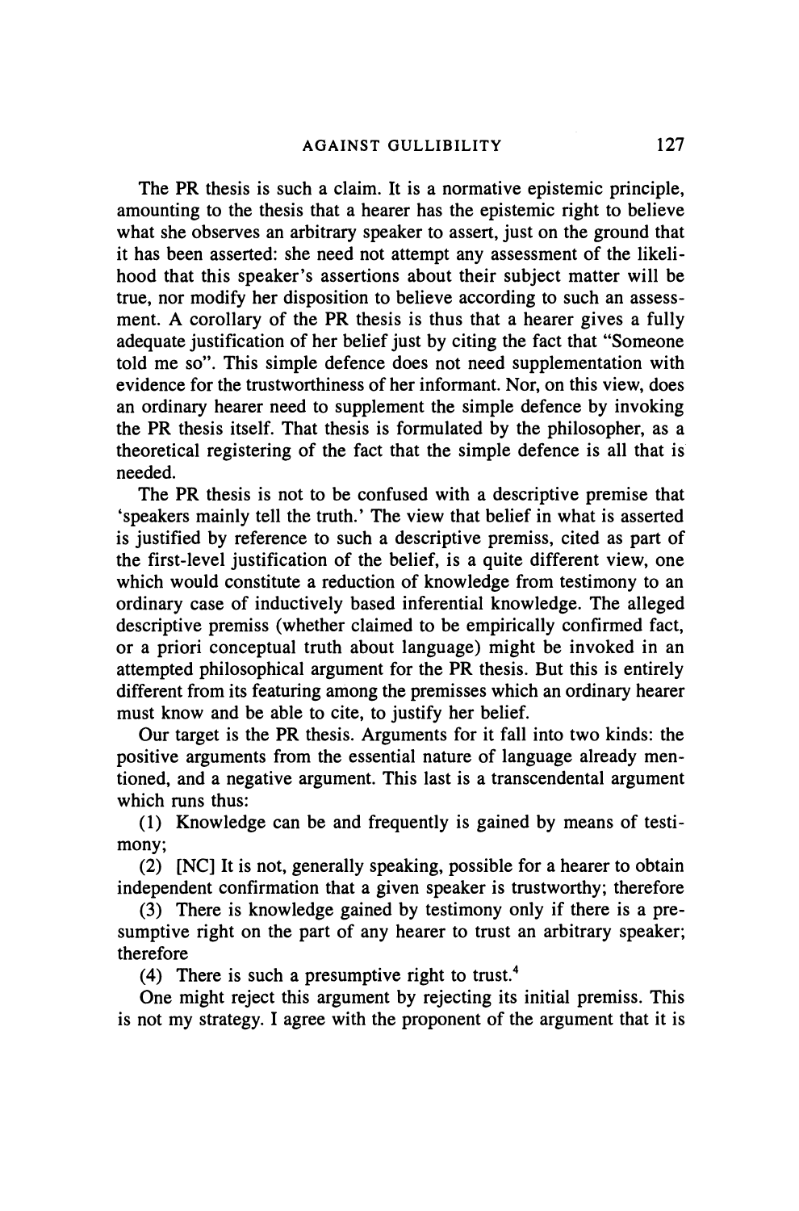The PR thesis is such a claim. It is a normative epistemic principle, amounting to the thesis that a hearer has the epistemic right to believe what she observes an arbitrary speaker to assert, just on the ground that it has been asserted: she need not attempt any assessment of the likelihood that this speaker's assertions about their subject matter will be true, nor modify her disposition to believe according to such an assessment. A corollary of the PR thesis is thus that a hearer gives a fully adequate justification of her belief just by citing the fact that "Someone told me so". This simple defence does not need supplementation with evidence for the trustworthiness of her informant. Nor, on this view, does an ordinary hearer need to supplement the simple defence by invoking the PR thesis itself. That thesis is formulated by the philosopher, as a theoretical registering of the fact that the simple defence is all that is needed.

The PR thesis is not to be confused with a descriptive premise that 'speakers mainly tell the truth.' The view that belief in what is asserted is justified by reference to such a descriptive premiss, cited as part of the first-level justification of the belief, is a quite different view, one which would constitute a reduction of knowledge from testimony to an ordinary case of inductively based inferential knowledge. The alleged descriptive premiss (whether claimed to be empirically confirmed fact, or a priori conceptual truth about language) might be invoked in an attempted philosophical argument for the PR thesis. But this is entirely different from its featuring among the premisses which an ordinary hearer must know and be able to cite, to justify her belief.

Our target is the PR thesis. Arguments for it fall into two kinds: the positive arguments from the essential nature of language already mentioned, and a negative argument. This last is a transcendental argument which runs thus:

(1) Knowledge can be and frequently is gained by means of testimony;

(2) [NC] It is not, generally speaking, possible for a hearer to obtain independent confirmation that a given speaker is trustworthy; therefore

(3) There is knowledge gained by testimony only if there is a presumptive right on the part of any hearer to trust an arbitrary speaker; therefore

(4) There is such a presumptive right to trust.[4]

One might reject this argument by rejecting its initial premiss. This is not my strategy. I agree with the proponent of the argument that it is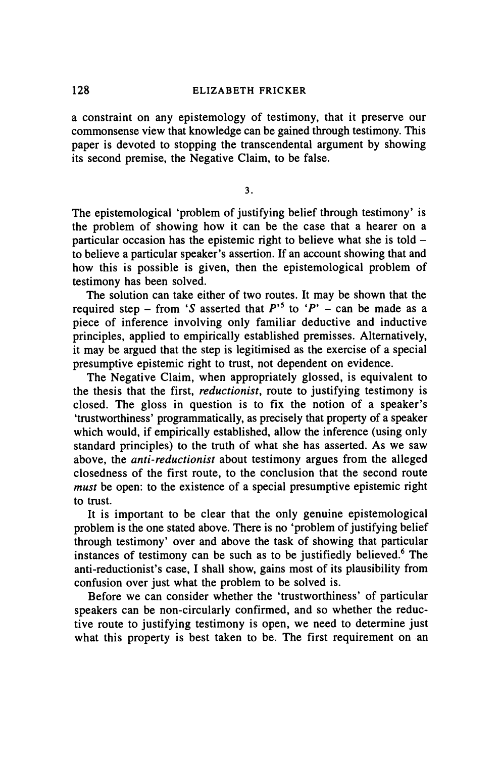a constraint on any epistemology of testimony, that it preserve our commonsense view that knowledge can be gained through testimony. This paper is devoted to stopping the transcendental argument by showing its second premise, the Negative Claim, to be false.

## 3.

The epistemological 'problem of justifying belief through testimony' is the problem of showing how it can be the case that a hearer on a particular occasion has the epistemic right to believe what she is told – to believe a particular speaker's assertion. If an account showing that and how this is possible is given, then the epistemological problem of testimony has been solved.

The solution can take either of two routes. It may be shown that the required step – from '*S* asserted that *P*'[5] to '*P*' – can be made as a piece of inference involving only familiar deductive and inductive principles, applied to empirically established premisses. Alternatively, it may be argued that the step is legitimised as the exercise of a special presumptive epistemic right to trust, not dependent on evidence.

The Negative Claim, when appropriately glossed, is equivalent to the thesis that the first, *reductionist*, route to justifying testimony is closed. The gloss in question is to fix the notion of a speaker's 'trustworthiness' programmatically, as precisely that property of a speaker which would, if empirically established, allow the inference (using only standard principles) to the truth of what she has asserted. As we saw above, the *anti-reductionist* about testimony argues from the alleged closedness of the first route, to the conclusion that the second route *must* be open: to the existence of a special presumptive epistemic right to trust.

It is important to be clear that the only genuine epistemological problem is the one stated above. There is no 'problem of justifying belief through testimony' over and above the task of showing that particular instances of testimony can be such as to be justifiedly believed.[6] The anti-reductionist's case, I shall show, gains most of its plausibility from confusion over just what the problem to be solved is.

Before we can consider whether the 'trustworthiness' of particular speakers can be non-circularly confirmed, and so whether the reductive route to justifying testimony is open, we need to determine just what this property is best taken to be. The first requirement on an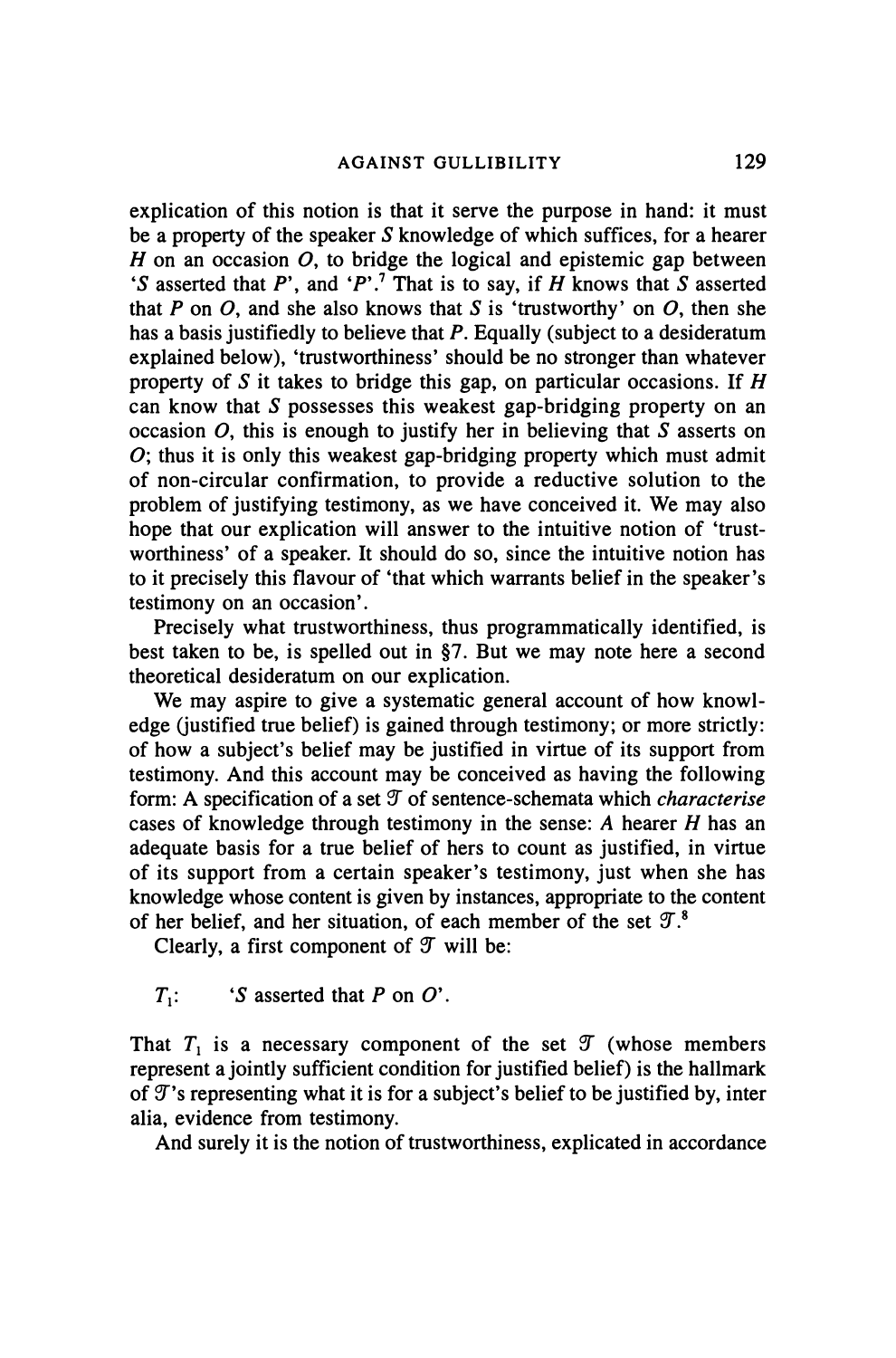explication of this notion is that it serve the purpose in hand: it must be a property of the speaker *S* knowledge of which suffices, for a hearer *H* on an occasion *O*, to bridge the logical and epistemic gap between '*S* asserted that *P*', and '*P*'.[7] That is to say, if *H* knows that *S* asserted that *P* on *O*, and she also knows that *S* is 'trustworthy' on *O*, then she has a basis justifiedly to believe that *P*. Equally (subject to a desideratum explained below), 'trustworthiness' should be no stronger than whatever property of *S* it takes to bridge this gap, on particular occasions. If *H* can know that *S* possesses this weakest gap-bridging property on an occasion *O*, this is enough to justify her in believing that *S* asserts on *O*; thus it is only this weakest gap-bridging property which must admit of non-circular confirmation, to provide a reductive solution to the problem of justifying testimony, as we have conceived it. We may also hope that our explication will answer to the intuitive notion of 'trustworthiness' of a speaker. It should do so, since the intuitive notion has to it precisely this flavour of 'that which warrants belief in the speaker's testimony on an occasion'.

Precisely what trustworthiness, thus programmatically identified, is best taken to be, is spelled out in §7. But we may note here a second theoretical desideratum on our explication.

We may aspire to give a systematic general account of how knowledge (justified true belief) is gained through testimony; or more strictly: of how a subject's belief may be justified in virtue of its support from testimony. And this account may be conceived as having the following form: A specification of a set $\mathcal{T}$ of sentence-schemata which *characterise* cases of knowledge through testimony in the sense: A hearer *H* has an adequate basis for a true belief of hers to count as justified, in virtue of its support from a certain speaker's testimony, just when she has knowledge whose content is given by instances, appropriate to the content of her belief, and her situation, of each member of the set $\mathcal{T}$.[8]

Clearly, a first component of $\mathcal{T}$ will be:

$T_1$: '*S* asserted that *P* on *O*'.

That $T_1$ is a necessary component of the set $\mathcal{T}$ (whose members represent a jointly sufficient condition for justified belief) is the hallmark of $\mathcal{T}$'s representing what it is for a subject's belief to be justified by, inter alia, evidence from testimony.

And surely it is the notion of trustworthiness, explicated in accordance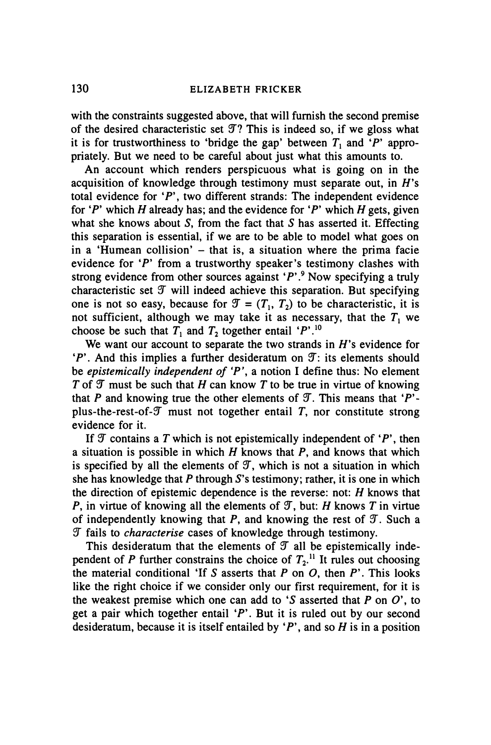with the constraints suggested above, that will furnish the second premise of the desired characteristic set $\mathcal{T}$? This is indeed so, if we gloss what it is for trustworthiness to 'bridge the gap' between $T_1$ and '$P$' appropriately. But we need to be careful about just what this amounts to.

An account which renders perspicuous what is going on in the acquisition of knowledge through testimony must separate out, in $H$'s total evidence for '$P$', two different strands: The independent evidence for '$P$' which $H$ already has; and the evidence for '$P$' which $H$ gets, given what she knows about $S$, from the fact that $S$ has asserted it. Effecting this separation is essential, if we are to be able to model what goes on in a 'Humean collision' – that is, a situation where the prima facie evidence for '$P$' from a trustworthy speaker's testimony clashes with strong evidence from other sources against '$P$'.[9] Now specifying a truly characteristic set $\mathcal{T}$ will indeed achieve this separation. But specifying one is not so easy, because for $\mathcal{T} = (T_1, T_2)$ to be characteristic, it is not sufficient, although we may take it as necessary, that the $T_1$ we choose be such that $T_1$ and $T_2$ together entail '$P$'.[10]

We want our account to separate the two strands in $H$'s evidence for '$P$'. And this implies a further desideratum on $\mathcal{T}$: its elements should be *epistemically independent of '$P$'*, a notion I define thus: No element $T$ of $\mathcal{T}$ must be such that $H$ can know $T$ to be true in virtue of knowing that $P$ and knowing true the other elements of $\mathcal{T}$. This means that '$P$'-plus-the-rest-of-$\mathcal{T}$ must not together entail $T$, nor constitute strong evidence for it.

If $\mathcal{T}$ contains a $T$ which is not epistemically independent of '$P$', then a situation is possible in which $H$ knows that $P$, and knows that which is specified by all the elements of $\mathcal{T}$, which is not a situation in which she has knowledge that $P$ through $S$'s testimony; rather, it is one in which the direction of epistemic dependence is the reverse: not: $H$ knows that $P$, in virtue of knowing all the elements of $\mathcal{T}$, but: $H$ knows $T$ in virtue of independently knowing that $P$, and knowing the rest of $\mathcal{T}$. Such a $\mathcal{T}$ fails to *characterise* cases of knowledge through testimony.

This desideratum that the elements of $\mathcal{T}$ all be epistemically independent of $P$ further constrains the choice of $T_2$.[11] It rules out choosing the material conditional 'If $S$ asserts that $P$ on $O$, then $P$'. This looks like the right choice if we consider only our first requirement, for it is the weakest premise which one can add to '$S$ asserted that $P$ on $O$', to get a pair which together entail '$P$'. But it is ruled out by our second desideratum, because it is itself entailed by '$P$', and so $H$ is in a position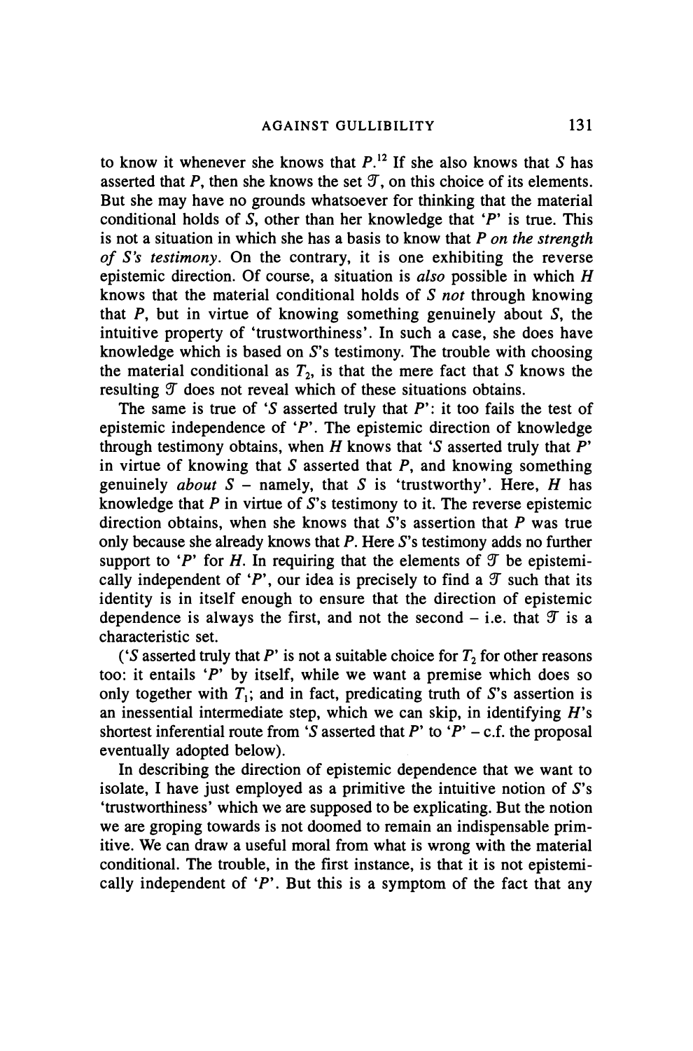to know it whenever she knows that $P$.[12] If she also knows that $S$ has asserted that $P$, then she knows the set $\mathcal{T}$, on this choice of its elements. But she may have no grounds whatsoever for thinking that the material conditional holds of $S$, other than her knowledge that '$P$' is true. This is not a situation in which she has a basis to know that $P$ *on the strength of S's testimony*. On the contrary, it is one exhibiting the reverse epistemic direction. Of course, a situation is *also* possible in which $H$ knows that the material conditional holds of $S$ *not* through knowing that $P$, but in virtue of knowing something genuinely about $S$, the intuitive property of 'trustworthiness'. In such a case, she does have knowledge which is based on $S$'s testimony. The trouble with choosing the material conditional as $T_2$, is that the mere fact that $S$ knows the resulting $\mathcal{T}$ does not reveal which of these situations obtains.

The same is true of '$S$ asserted truly that $P$': it too fails the test of epistemic independence of '$P$'. The epistemic direction of knowledge through testimony obtains, when $H$ knows that '$S$ asserted truly that $P$' in virtue of knowing that $S$ asserted that $P$, and knowing something genuinely *about* $S$ – namely, that $S$ is 'trustworthy'. Here, $H$ has knowledge that $P$ in virtue of $S$'s testimony to it. The reverse epistemic direction obtains, when she knows that $S$'s assertion that $P$ was true only because she already knows that $P$. Here $S$'s testimony adds no further support to '$P$' for $H$. In requiring that the elements of $\mathcal{T}$ be epistemically independent of '$P$', our idea is precisely to find a $\mathcal{T}$ such that its identity is in itself enough to ensure that the direction of epistemic dependence is always the first, and not the second – i.e. that $\mathcal{T}$ is a characteristic set.

('$S$ asserted truly that $P$' is not a suitable choice for $T_2$ for other reasons too: it entails '$P$' by itself, while we want a premise which does so only together with $T_1$; and in fact, predicating truth of $S$'s assertion is an inessential intermediate step, which we can skip, in identifying $H$'s shortest inferential route from '$S$ asserted that $P$' to '$P$' – c.f. the proposal eventually adopted below).

In describing the direction of epistemic dependence that we want to isolate, I have just employed as a primitive the intuitive notion of $S$'s 'trustworthiness' which we are supposed to be explicating. But the notion we are groping towards is not doomed to remain an indispensable primitive. We can draw a useful moral from what is wrong with the material conditional. The trouble, in the first instance, is that it is not epistemically independent of '$P$'. But this is a symptom of the fact that any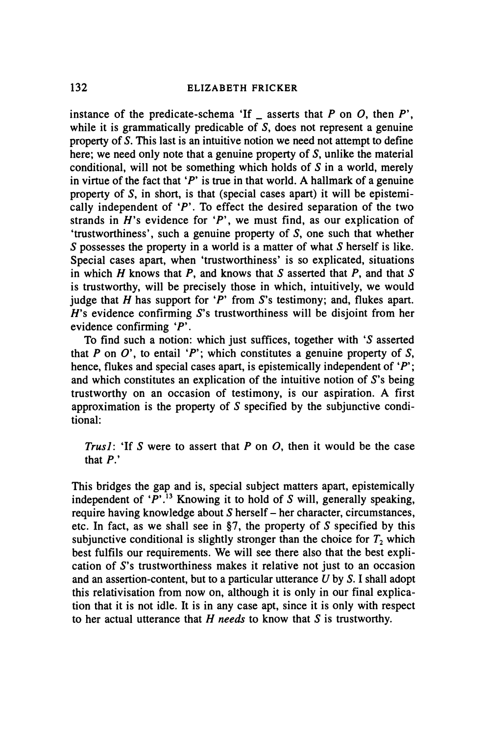instance of the predicate-schema 'If _ asserts that *P* on *O*, then *P*', while it is grammatically predicable of *S*, does not represent a genuine property of *S*. This last is an intuitive notion we need not attempt to define here; we need only note that a genuine property of *S*, unlike the material conditional, will not be something which holds of *S* in a world, merely in virtue of the fact that '*P*' is true in that world. A hallmark of a genuine property of *S*, in short, is that (special cases apart) it will be epistemically independent of '*P*'. To effect the desired separation of the two strands in *H*'s evidence for '*P*', we must find, as our explication of 'trustworthiness', such a genuine property of *S*, one such that whether *S* possesses the property in a world is a matter of what *S* herself is like. Special cases apart, when 'trustworthiness' is so explicated, situations in which *H* knows that *P*, and knows that *S* asserted that *P*, and that *S* is trustworthy, will be precisely those in which, intuitively, we would judge that *H* has support for '*P*' from *S*'s testimony; and, flukes apart. *H*'s evidence confirming *S*'s trustworthiness will be disjoint from her evidence confirming '*P*'.

To find such a notion: which just suffices, together with '*S* asserted that *P* on *O*', to entail '*P*'; which constitutes a genuine property of *S*, hence, flukes and special cases apart, is epistemically independent of '*P*'; and which constitutes an explication of the intuitive notion of *S*'s being trustworthy on an occasion of testimony, is our aspiration. A first approximation is the property of *S* specified by the subjunctive conditional:

> *Trus1*: 'If *S* were to assert that *P* on *O*, then it would be the case that *P*.'

This bridges the gap and is, special subject matters apart, epistemically independent of '*P*'.[13] Knowing it to hold of *S* will, generally speaking, require having knowledge about *S* herself – her character, circumstances, etc. In fact, as we shall see in §7, the property of *S* specified by this subjunctive conditional is slightly stronger than the choice for $T_2$ which best fulfils our requirements. We will see there also that the best explication of *S*'s trustworthiness makes it relative not just to an occasion and an assertion-content, but to a particular utterance *U* by *S*. I shall adopt this relativisation from now on, although it is only in our final explication that it is not idle. It is in any case apt, since it is only with respect to her actual utterance that *H* *needs* to know that *S* is trustworthy.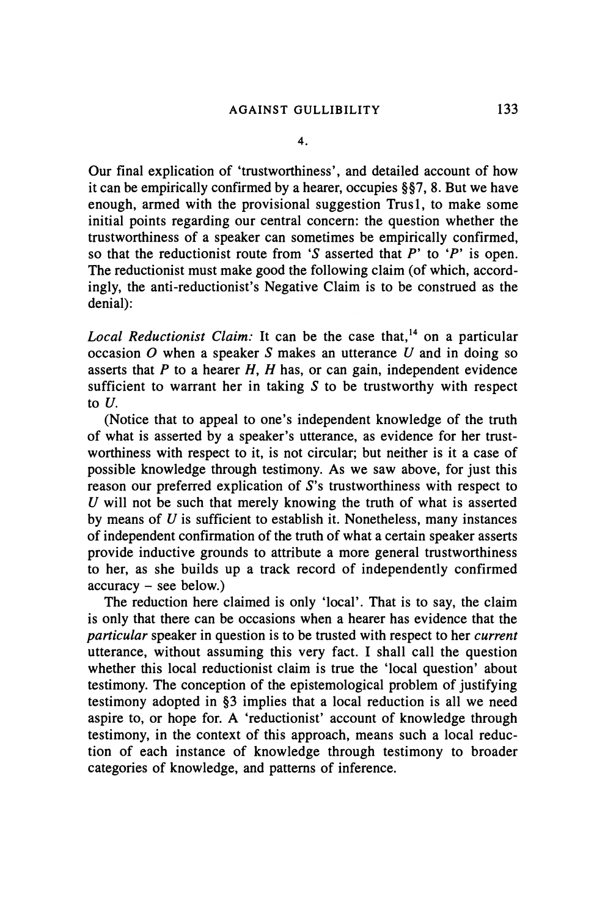## 4.

Our final explication of 'trustworthiness', and detailed account of how it can be empirically confirmed by a hearer, occupies §§7, 8. But we have enough, armed with the provisional suggestion Trus1, to make some initial points regarding our central concern: the question whether the trustworthiness of a speaker can sometimes be empirically confirmed, so that the reductionist route from '*S* asserted that *P*' to '*P*' is open. The reductionist must make good the following claim (of which, accordingly, the anti-reductionist's Negative Claim is to be construed as the denial):

*Local Reductionist Claim:* It can be the case that,[14] on a particular occasion *O* when a speaker *S* makes an utterance *U* and in doing so asserts that *P* to a hearer *H*, *H* has, or can gain, independent evidence sufficient to warrant her in taking *S* to be trustworthy with respect to *U*.

(Notice that to appeal to one's independent knowledge of the truth of what is asserted by a speaker's utterance, as evidence for her trustworthiness with respect to it, is not circular; but neither is it a case of possible knowledge through testimony. As we saw above, for just this reason our preferred explication of *S*'s trustworthiness with respect to *U* will not be such that merely knowing the truth of what is asserted by means of *U* is sufficient to establish it. Nonetheless, many instances of independent confirmation of the truth of what a certain speaker asserts provide inductive grounds to attribute a more general trustworthiness to her, as she builds up a track record of independently confirmed accuracy – see below.)

The reduction here claimed is only 'local'. That is to say, the claim is only that there can be occasions when a hearer has evidence that the *particular* speaker in question is to be trusted with respect to her *current* utterance, without assuming this very fact. I shall call the question whether this local reductionist claim is true the 'local question' about testimony. The conception of the epistemological problem of justifying testimony adopted in §3 implies that a local reduction is all we need aspire to, or hope for. A 'reductionist' account of knowledge through testimony, in the context of this approach, means such a local reduction of each instance of knowledge through testimony to broader categories of knowledge, and patterns of inference.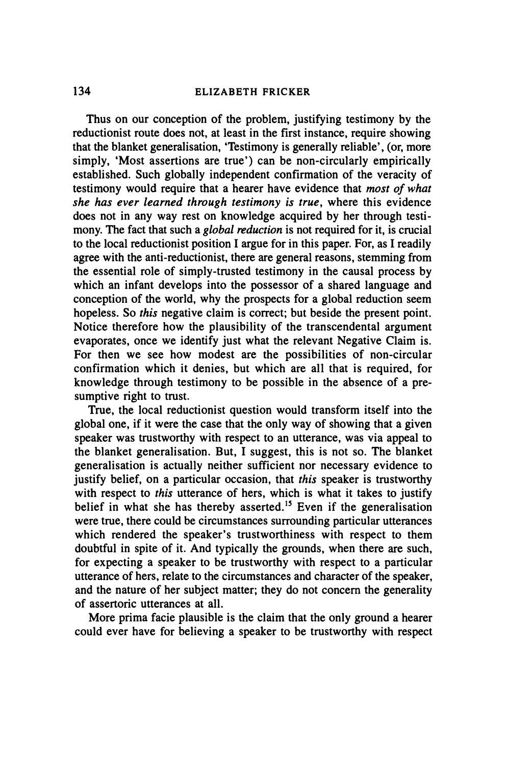Thus on our conception of the problem, justifying testimony by the reductionist route does not, at least in the first instance, require showing that the blanket generalisation, 'Testimony is generally reliable', (or, more simply, 'Most assertions are true') can be non-circularly empirically established. Such globally independent confirmation of the veracity of testimony would require that a hearer have evidence that *most of what she has ever learned through testimony is true*, where this evidence does not in any way rest on knowledge acquired by her through testimony. The fact that such a *global reduction* is not required for it, is crucial to the local reductionist position I argue for in this paper. For, as I readily agree with the anti-reductionist, there are general reasons, stemming from the essential role of simply-trusted testimony in the causal process by which an infant develops into the possessor of a shared language and conception of the world, why the prospects for a global reduction seem hopeless. So *this* negative claim is correct; but beside the present point. Notice therefore how the plausibility of the transcendental argument evaporates, once we identify just what the relevant Negative Claim is. For then we see how modest are the possibilities of non-circular confirmation which it denies, but which are all that is required, for knowledge through testimony to be possible in the absence of a presumptive right to trust.

True, the local reductionist question would transform itself into the global one, if it were the case that the only way of showing that a given speaker was trustworthy with respect to an utterance, was via appeal to the blanket generalisation. But, I suggest, this is not so. The blanket generalisation is actually neither sufficient nor necessary evidence to justify belief, on a particular occasion, that *this* speaker is trustworthy with respect to *this* utterance of hers, which is what it takes to justify belief in what she has thereby asserted.[15] Even if the generalisation were true, there could be circumstances surrounding particular utterances which rendered the speaker's trustworthiness with respect to them doubtful in spite of it. And typically the grounds, when there are such, for expecting a speaker to be trustworthy with respect to a particular utterance of hers, relate to the circumstances and character of the speaker, and the nature of her subject matter; they do not concern the generality of assertoric utterances at all.

More prima facie plausible is the claim that the only ground a hearer could ever have for believing a speaker to be trustworthy with respect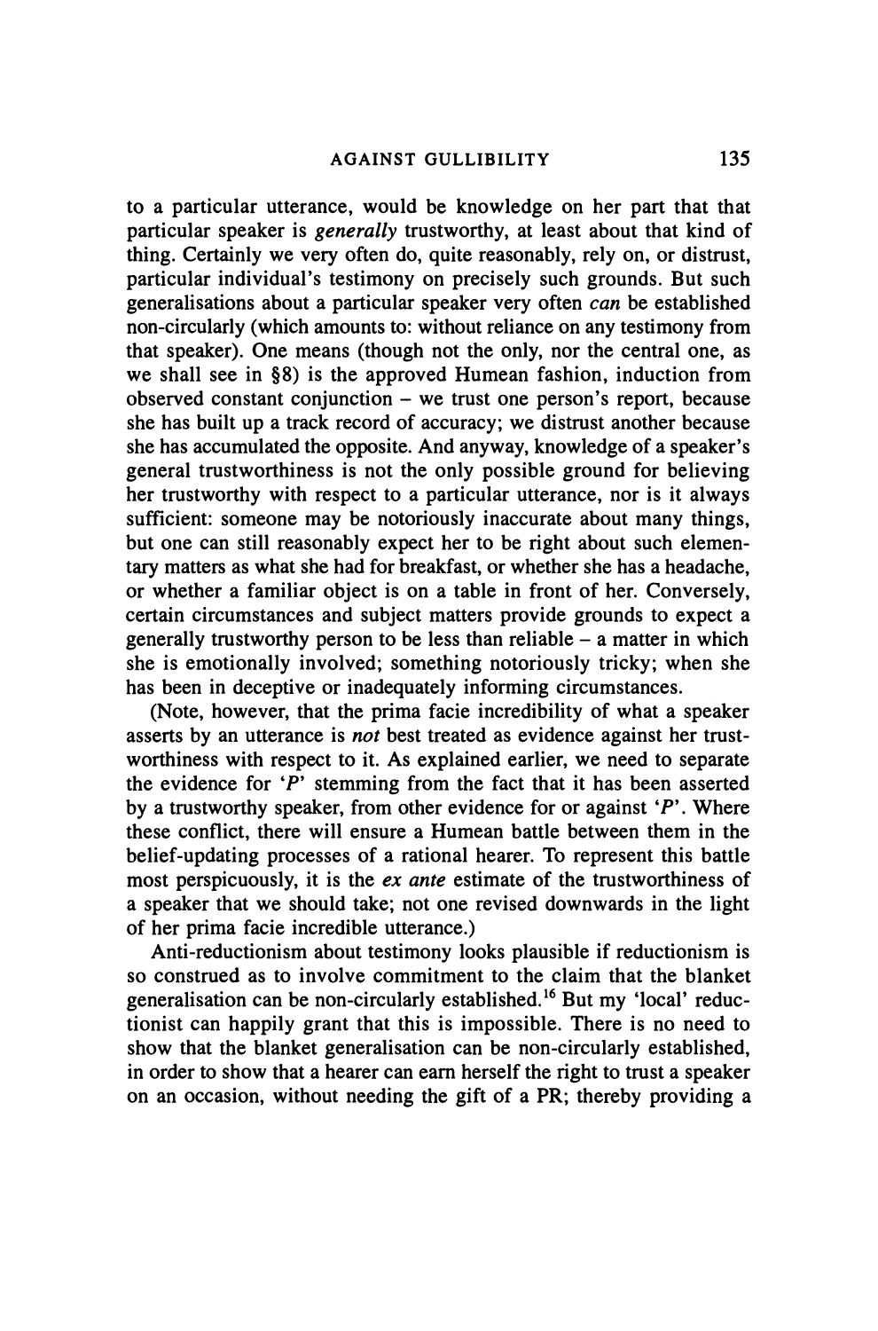to a particular utterance, would be knowledge on her part that that particular speaker is *generally* trustworthy, at least about that kind of thing. Certainly we very often do, quite reasonably, rely on, or distrust, particular individual's testimony on precisely such grounds. But such generalisations about a particular speaker very often *can* be established non-circularly (which amounts to: without reliance on any testimony from that speaker). One means (though not the only, nor the central one, as we shall see in §8) is the approved Humean fashion, induction from observed constant conjunction – we trust one person's report, because she has built up a track record of accuracy; we distrust another because she has accumulated the opposite. And anyway, knowledge of a speaker's general trustworthiness is not the only possible ground for believing her trustworthy with respect to a particular utterance, nor is it always sufficient: someone may be notoriously inaccurate about many things, but one can still reasonably expect her to be right about such elementary matters as what she had for breakfast, or whether she has a headache, or whether a familiar object is on a table in front of her. Conversely, certain circumstances and subject matters provide grounds to expect a generally trustworthy person to be less than reliable – a matter in which she is emotionally involved; something notoriously tricky; when she has been in deceptive or inadequately informing circumstances.

(Note, however, that the prima facie incredibility of what a speaker asserts by an utterance is *not* best treated as evidence against her trustworthiness with respect to it. As explained earlier, we need to separate the evidence for '*P*' stemming from the fact that it has been asserted by a trustworthy speaker, from other evidence for or against '*P*'. Where these conflict, there will ensure a Humean battle between them in the belief-updating processes of a rational hearer. To represent this battle most perspicuously, it is the *ex ante* estimate of the trustworthiness of a speaker that we should take; not one revised downwards in the light of her prima facie incredible utterance.)

Anti-reductionism about testimony looks plausible if reductionism is so construed as to involve commitment to the claim that the blanket generalisation can be non-circularly established.[16] But my 'local' reductionist can happily grant that this is impossible. There is no need to show that the blanket generalisation can be non-circularly established, in order to show that a hearer can earn herself the right to trust a speaker on an occasion, without needing the gift of a PR; thereby providing a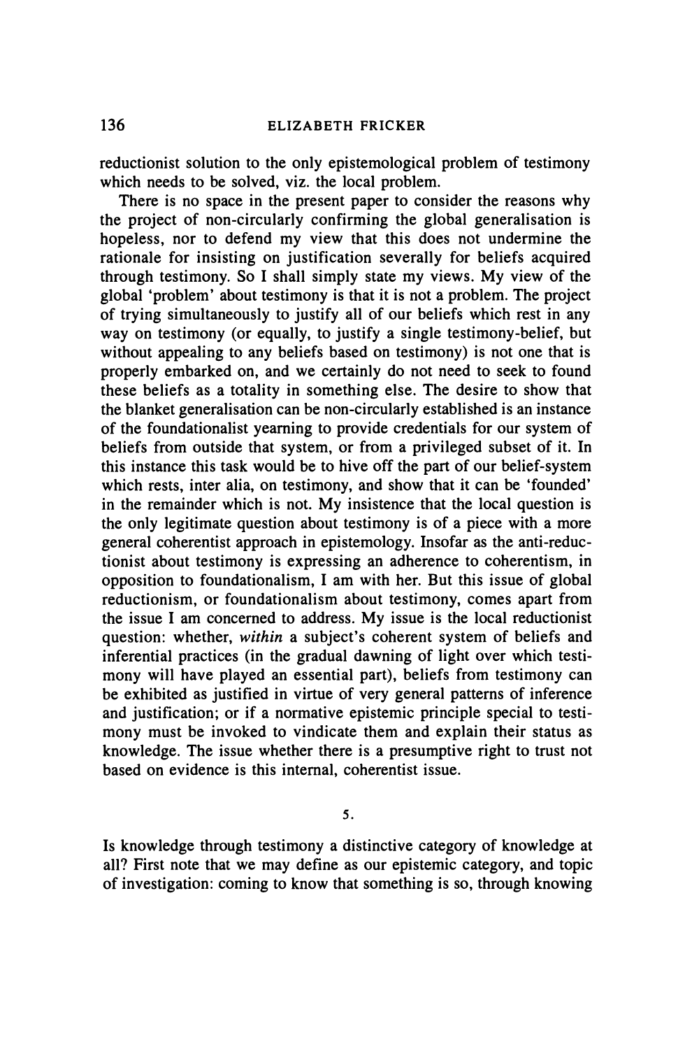reductionist solution to the only epistemological problem of testimony which needs to be solved, viz. the local problem.

There is no space in the present paper to consider the reasons why the project of non-circularly confirming the global generalisation is hopeless, nor to defend my view that this does not undermine the rationale for insisting on justification severally for beliefs acquired through testimony. So I shall simply state my views. My view of the global 'problem' about testimony is that it is not a problem. The project of trying simultaneously to justify all of our beliefs which rest in any way on testimony (or equally, to justify a single testimony-belief, but without appealing to any beliefs based on testimony) is not one that is properly embarked on, and we certainly do not need to seek to found these beliefs as a totality in something else. The desire to show that the blanket generalisation can be non-circularly established is an instance of the foundationalist yearning to provide credentials for our system of beliefs from outside that system, or from a privileged subset of it. In this instance this task would be to hive off the part of our belief-system which rests, inter alia, on testimony, and show that it can be 'founded' in the remainder which is not. My insistence that the local question is the only legitimate question about testimony is of a piece with a more general coherentist approach in epistemology. Insofar as the anti-reductionist about testimony is expressing an adherence to coherentism, in opposition to foundationalism, I am with her. But this issue of global reductionism, or foundationalism about testimony, comes apart from the issue I am concerned to address. My issue is the local reductionist question: whether, *within* a subject's coherent system of beliefs and inferential practices (in the gradual dawning of light over which testimony will have played an essential part), beliefs from testimony can be exhibited as justified in virtue of very general patterns of inference and justification; or if a normative epistemic principle special to testimony must be invoked to vindicate them and explain their status as knowledge. The issue whether there is a presumptive right to trust not based on evidence is this internal, coherentist issue.

## 5.

Is knowledge through testimony a distinctive category of knowledge at all? First note that we may define as our epistemic category, and topic of investigation: coming to know that something is so, through knowing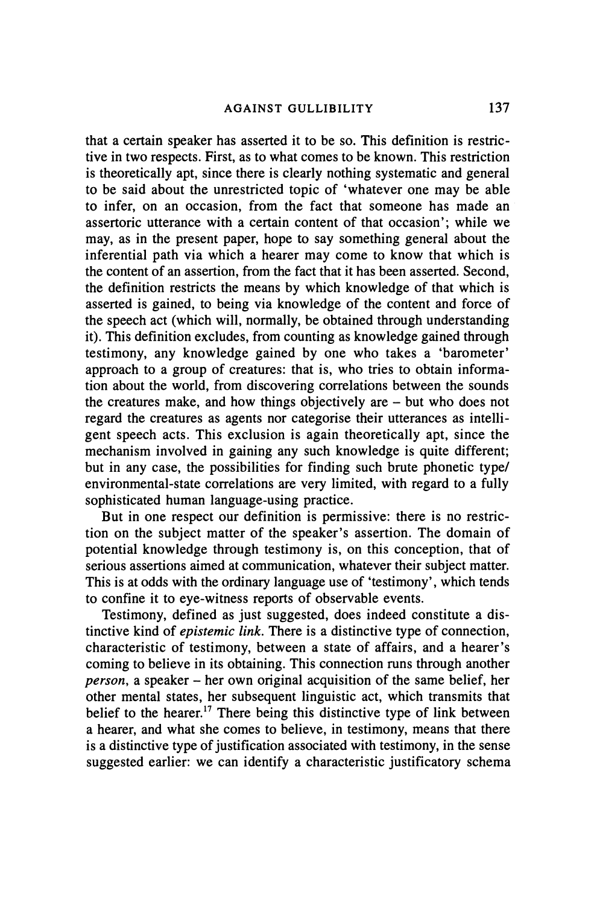that a certain speaker has asserted it to be so. This definition is restrictive in two respects. First, as to what comes to be known. This restriction is theoretically apt, since there is clearly nothing systematic and general to be said about the unrestricted topic of 'whatever one may be able to infer, on an occasion, from the fact that someone has made an assertoric utterance with a certain content of that occasion'; while we may, as in the present paper, hope to say something general about the inferential path via which a hearer may come to know that which is the content of an assertion, from the fact that it has been asserted. Second, the definition restricts the means by which knowledge of that which is asserted is gained, to being via knowledge of the content and force of the speech act (which will, normally, be obtained through understanding it). This definition excludes, from counting as knowledge gained through testimony, any knowledge gained by one who takes a 'barometer' approach to a group of creatures: that is, who tries to obtain information about the world, from discovering correlations between the sounds the creatures make, and how things objectively are – but who does not regard the creatures as agents nor categorise their utterances as intelligent speech acts. This exclusion is again theoretically apt, since the mechanism involved in gaining any such knowledge is quite different; but in any case, the possibilities for finding such brute phonetic type/environmental-state correlations are very limited, with regard to a fully sophisticated human language-using practice.

But in one respect our definition is permissive: there is no restriction on the subject matter of the speaker's assertion. The domain of potential knowledge through testimony is, on this conception, that of serious assertions aimed at communication, whatever their subject matter. This is at odds with the ordinary language use of 'testimony', which tends to confine it to eye-witness reports of observable events.

Testimony, defined as just suggested, does indeed constitute a distinctive kind of *epistemic link*. There is a distinctive type of connection, characteristic of testimony, between a state of affairs, and a hearer's coming to believe in its obtaining. This connection runs through another *person*, a speaker – her own original acquisition of the same belief, her other mental states, her subsequent linguistic act, which transmits that belief to the hearer.[17] There being this distinctive type of link between a hearer, and what she comes to believe, in testimony, means that there is a distinctive type of justification associated with testimony, in the sense suggested earlier: we can identify a characteristic justificatory schema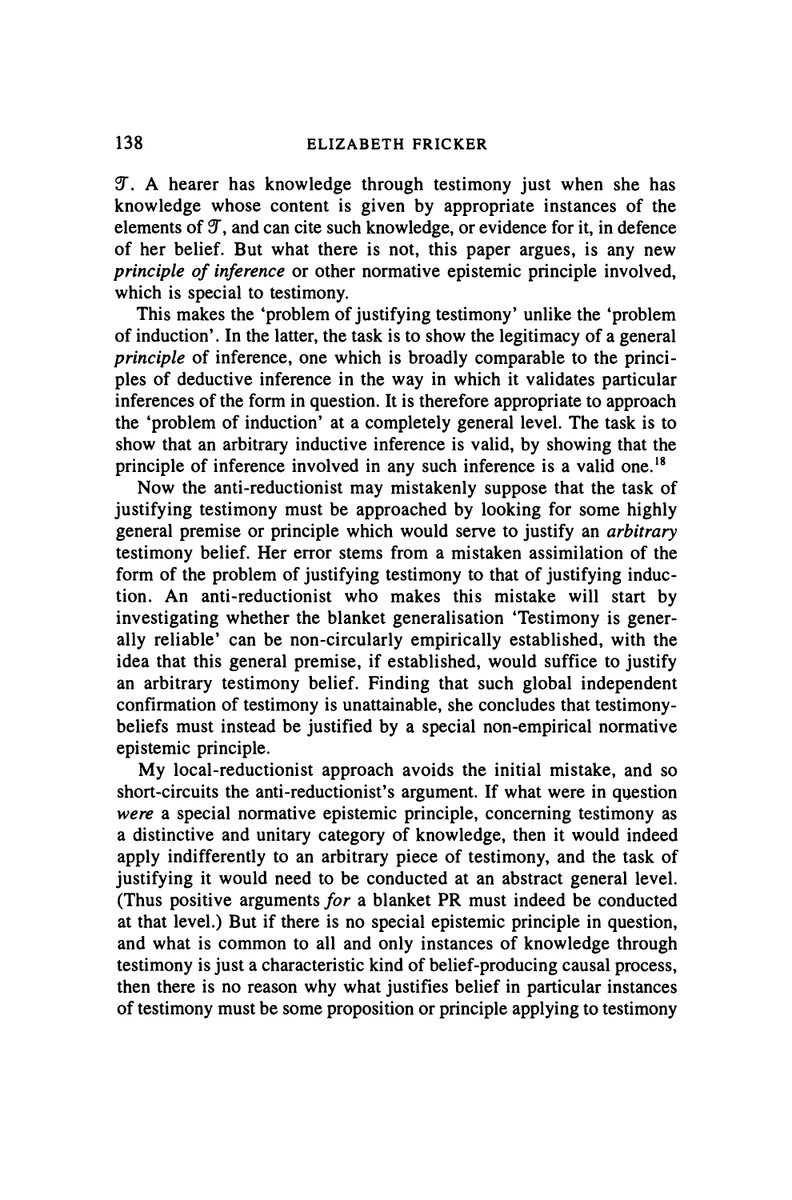$\mathcal{T}$. A hearer has knowledge through testimony just when she has knowledge whose content is given by appropriate instances of the elements of $\mathcal{T}$, and can cite such knowledge, or evidence for it, in defence of her belief. But what there is not, this paper argues, is any new *principle of inference* or other normative epistemic principle involved, which is special to testimony.

This makes the 'problem of justifying testimony' unlike the 'problem of induction'. In the latter, the task is to show the legitimacy of a general *principle* of inference, one which is broadly comparable to the principles of deductive inference in the way in which it validates particular inferences of the form in question. It is therefore appropriate to approach the 'problem of induction' at a completely general level. The task is to show that an arbitrary inductive inference is valid, by showing that the principle of inference involved in any such inference is a valid one.[18]

Now the anti-reductionist may mistakenly suppose that the task of justifying testimony must be approached by looking for some highly general premise or principle which would serve to justify an *arbitrary* testimony belief. Her error stems from a mistaken assimilation of the form of the problem of justifying testimony to that of justifying induction. An anti-reductionist who makes this mistake will start by investigating whether the blanket generalisation 'Testimony is generally reliable' can be non-circularly empirically established, with the idea that this general premise, if established, would suffice to justify an arbitrary testimony belief. Finding that such global independent confirmation of testimony is unattainable, she concludes that testimony-beliefs must instead be justified by a special non-empirical normative epistemic principle.

My local-reductionist approach avoids the initial mistake, and so short-circuits the anti-reductionist's argument. If what were in question *were* a special normative epistemic principle, concerning testimony as a distinctive and unitary category of knowledge, then it would indeed apply indifferently to an arbitrary piece of testimony, and the task of justifying it would need to be conducted at an abstract general level. (Thus positive arguments *for* a blanket PR must indeed be conducted at that level.) But if there is no special epistemic principle in question, and what is common to all and only instances of knowledge through testimony is just a characteristic kind of belief-producing causal process, then there is no reason why what justifies belief in particular instances of testimony must be some proposition or principle applying to testimony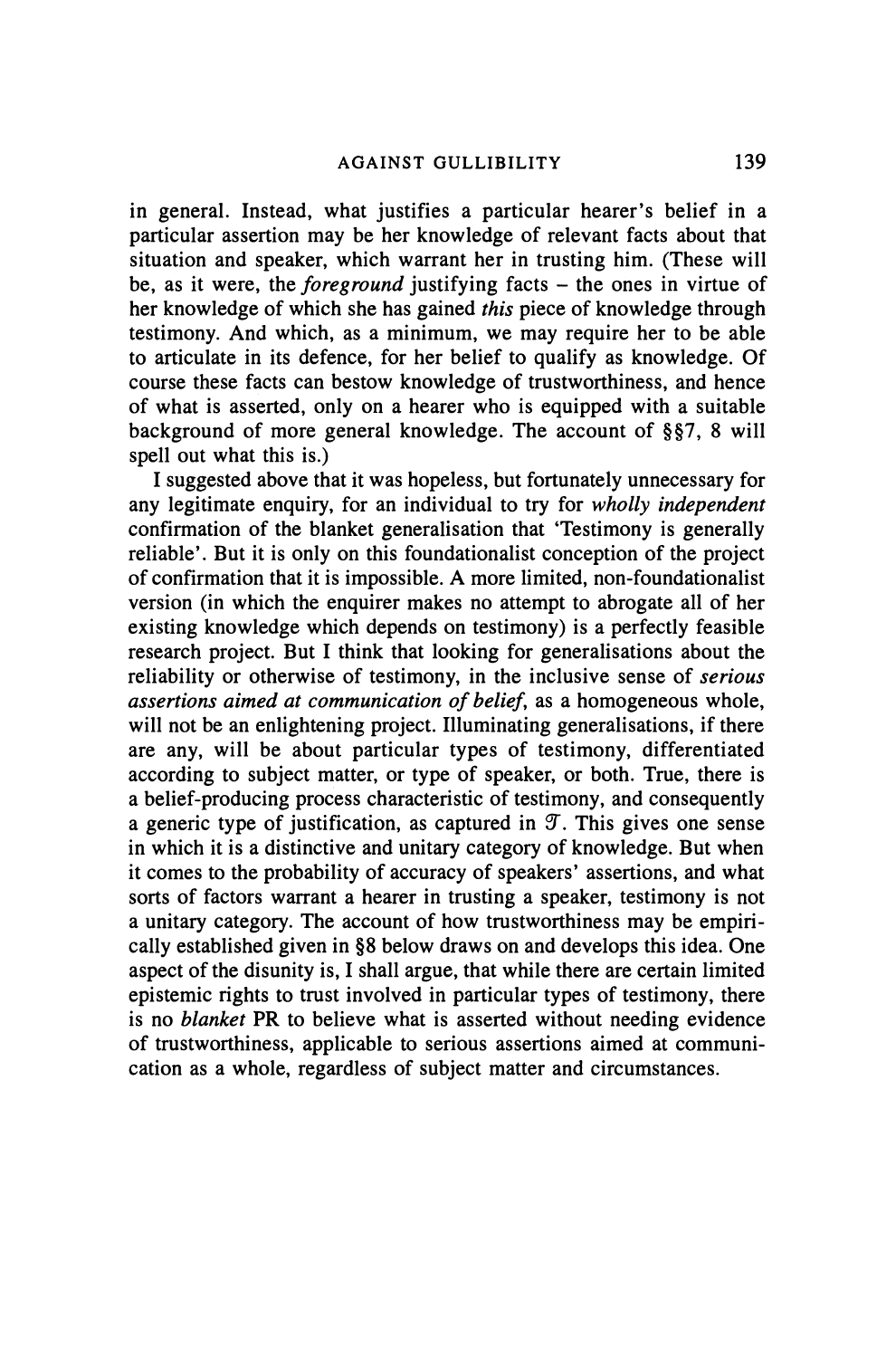in general. Instead, what justifies a particular hearer's belief in a particular assertion may be her knowledge of relevant facts about that situation and speaker, which warrant her in trusting him. (These will be, as it were, the *foreground* justifying facts – the ones in virtue of her knowledge of which she has gained *this* piece of knowledge through testimony. And which, as a minimum, we may require her to be able to articulate in its defence, for her belief to qualify as knowledge. Of course these facts can bestow knowledge of trustworthiness, and hence of what is asserted, only on a hearer who is equipped with a suitable background of more general knowledge. The account of §§7, 8 will spell out what this is.)

I suggested above that it was hopeless, but fortunately unnecessary for any legitimate enquiry, for an individual to try for *wholly independent* confirmation of the blanket generalisation that 'Testimony is generally reliable'. But it is only on this foundationalist conception of the project of confirmation that it is impossible. A more limited, non-foundationalist version (in which the enquirer makes no attempt to abrogate all of her existing knowledge which depends on testimony) is a perfectly feasible research project. But I think that looking for generalisations about the reliability or otherwise of testimony, in the inclusive sense of *serious assertions aimed at communication of belief*, as a homogeneous whole, will not be an enlightening project. Illuminating generalisations, if there are any, will be about particular types of testimony, differentiated according to subject matter, or type of speaker, or both. True, there is a belief-producing process characteristic of testimony, and consequently a generic type of justification, as captured in $\mathcal{T}$. This gives one sense in which it is a distinctive and unitary category of knowledge. But when it comes to the probability of accuracy of speakers' assertions, and what sorts of factors warrant a hearer in trusting a speaker, testimony is not a unitary category. The account of how trustworthiness may be empirically established given in §8 below draws on and develops this idea. One aspect of the disunity is, I shall argue, that while there are certain limited epistemic rights to trust involved in particular types of testimony, there is no *blanket* PR to believe what is asserted without needing evidence of trustworthiness, applicable to serious assertions aimed at communication as a whole, regardless of subject matter and circumstances.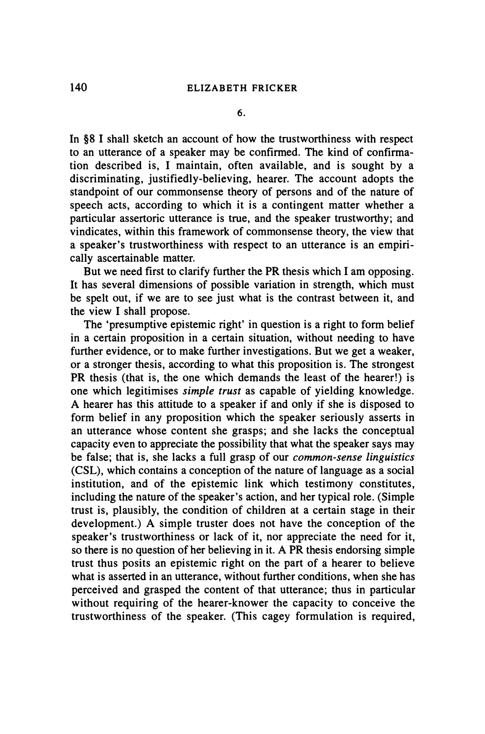6.

In §8 I shall sketch an account of how the trustworthiness with respect to an utterance of a speaker may be confirmed. The kind of confirmation described is, I maintain, often available, and is sought by a discriminating, justifiedly-believing, hearer. The account adopts the standpoint of our commonsense theory of persons and of the nature of speech acts, according to which it is a contingent matter whether a particular assertoric utterance is true, and the speaker trustworthy; and vindicates, within this framework of commonsense theory, the view that a speaker's trustworthiness with respect to an utterance is an empirically ascertainable matter.

But we need first to clarify further the PR thesis which I am opposing. It has several dimensions of possible variation in strength, which must be spelt out, if we are to see just what is the contrast between it, and the view I shall propose.

The 'presumptive epistemic right' in question is a right to form belief in a certain proposition in a certain situation, without needing to have further evidence, or to make further investigations. But we get a weaker, or a stronger thesis, according to what this proposition is. The strongest PR thesis (that is, the one which demands the least of the hearer!) is one which legitimises *simple trust* as capable of yielding knowledge. A hearer has this attitude to a speaker if and only if she is disposed to form belief in any proposition which the speaker seriously asserts in an utterance whose content she grasps; and she lacks the conceptual capacity even to appreciate the possibility that what the speaker says may be false; that is, she lacks a full grasp of our *common-sense linguistics* (CSL), which contains a conception of the nature of language as a social institution, and of the epistemic link which testimony constitutes, including the nature of the speaker's action, and her typical role. (Simple trust is, plausibly, the condition of children at a certain stage in their development.) A simple truster does not have the conception of the speaker's trustworthiness or lack of it, nor appreciate the need for it, so there is no question of her believing in it. A PR thesis endorsing simple trust thus posits an epistemic right on the part of a hearer to believe what is asserted in an utterance, without further conditions, when she has perceived and grasped the content of that utterance; thus in particular without requiring of the hearer-knower the capacity to conceive the trustworthiness of the speaker. (This cagey formulation is required,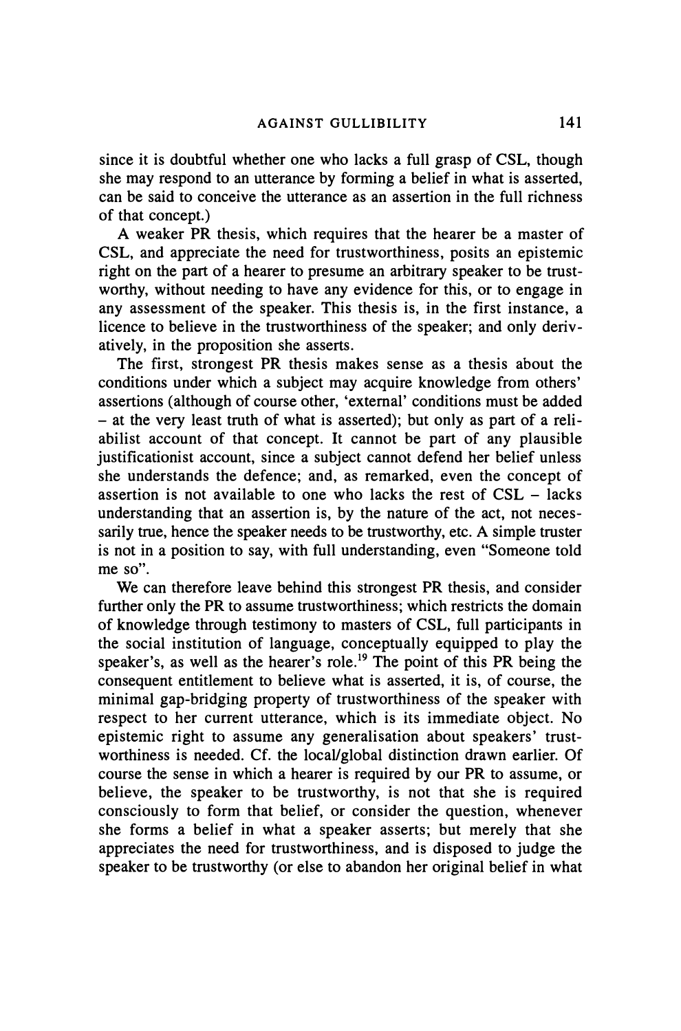since it is doubtful whether one who lacks a full grasp of CSL, though she may respond to an utterance by forming a belief in what is asserted, can be said to conceive the utterance as an assertion in the full richness of that concept.)

A weaker PR thesis, which requires that the hearer be a master of CSL, and appreciate the need for trustworthiness, posits an epistemic right on the part of a hearer to presume an arbitrary speaker to be trustworthy, without needing to have any evidence for this, or to engage in any assessment of the speaker. This thesis is, in the first instance, a licence to believe in the trustworthiness of the speaker; and only derivatively, in the proposition she asserts.

The first, strongest PR thesis makes sense as a thesis about the conditions under which a subject may acquire knowledge from others' assertions (although of course other, 'external' conditions must be added – at the very least truth of what is asserted); but only as part of a reliabilist account of that concept. It cannot be part of any plausible justificationist account, since a subject cannot defend her belief unless she understands the defence; and, as remarked, even the concept of assertion is not available to one who lacks the rest of CSL – lacks understanding that an assertion is, by the nature of the act, not necessarily true, hence the speaker needs to be trustworthy, etc. A simple truster is not in a position to say, with full understanding, even "Someone told me so".

We can therefore leave behind this strongest PR thesis, and consider further only the PR to assume trustworthiness; which restricts the domain of knowledge through testimony to masters of CSL, full participants in the social institution of language, conceptually equipped to play the speaker's, as well as the hearer's role.[19] The point of this PR being the consequent entitlement to believe what is asserted, it is, of course, the minimal gap-bridging property of trustworthiness of the speaker with respect to her current utterance, which is its immediate object. No epistemic right to assume any generalisation about speakers' trustworthiness is needed. Cf. the local/global distinction drawn earlier. Of course the sense in which a hearer is required by our PR to assume, or believe, the speaker to be trustworthy, is not that she is required consciously to form that belief, or consider the question, whenever she forms a belief in what a speaker asserts; but merely that she appreciates the need for trustworthiness, and is disposed to judge the speaker to be trustworthy (or else to abandon her original belief in what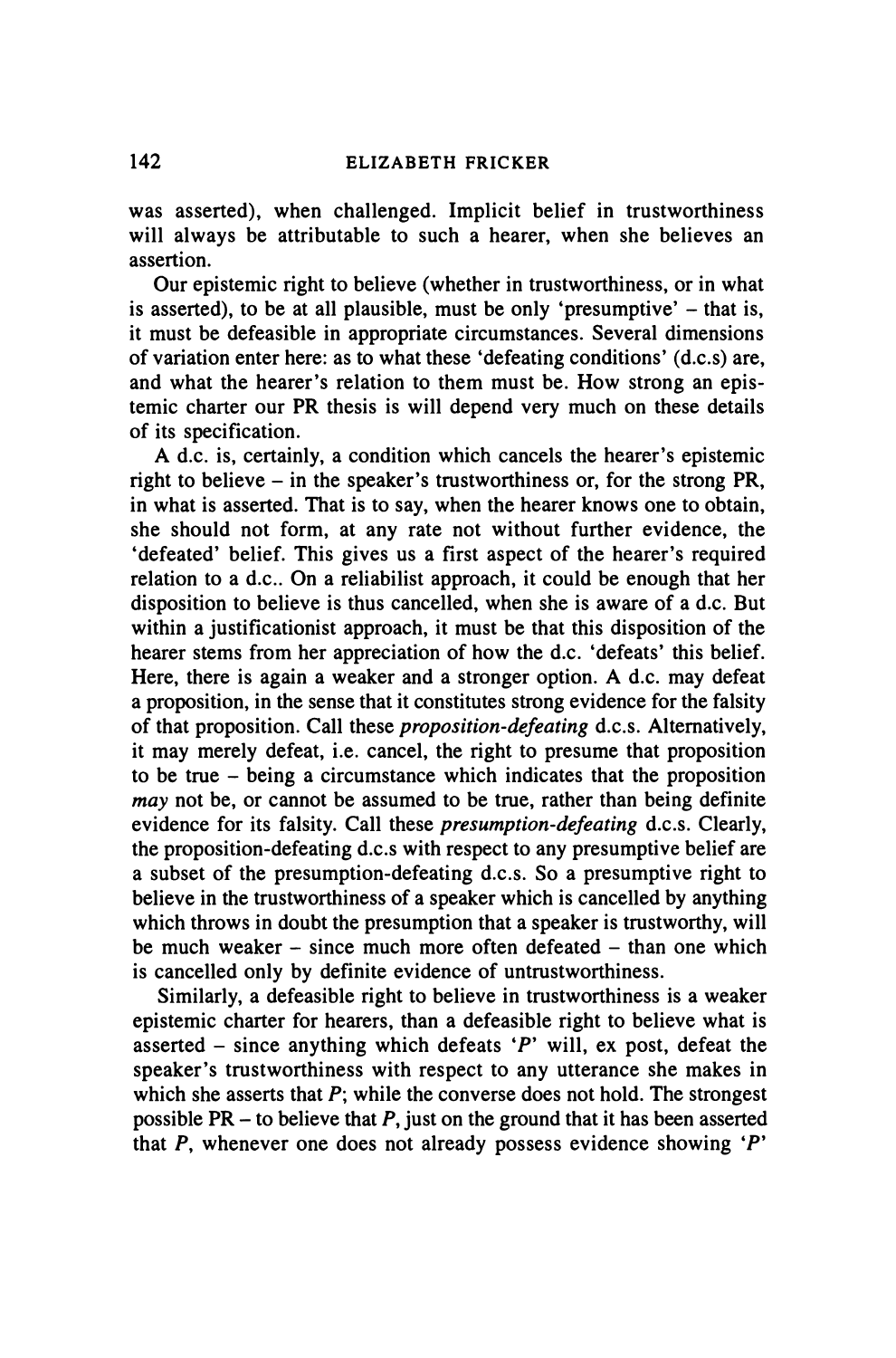was asserted), when challenged. Implicit belief in trustworthiness will always be attributable to such a hearer, when she believes an assertion.

Our epistemic right to believe (whether in trustworthiness, or in what is asserted), to be at all plausible, must be only 'presumptive' – that is, it must be defeasible in appropriate circumstances. Several dimensions of variation enter here: as to what these 'defeating conditions' (d.c.s) are, and what the hearer's relation to them must be. How strong an epistemic charter our PR thesis is will depend very much on these details of its specification.

A d.c. is, certainly, a condition which cancels the hearer's epistemic right to believe – in the speaker's trustworthiness or, for the strong PR, in what is asserted. That is to say, when the hearer knows one to obtain, she should not form, at any rate not without further evidence, the 'defeated' belief. This gives us a first aspect of the hearer's required relation to a d.c.. On a reliabilist approach, it could be enough that her disposition to believe is thus cancelled, when she is aware of a d.c. But within a justificationist approach, it must be that this disposition of the hearer stems from her appreciation of how the d.c. 'defeats' this belief. Here, there is again a weaker and a stronger option. A d.c. may defeat a proposition, in the sense that it constitutes strong evidence for the falsity of that proposition. Call these *proposition-defeating* d.c.s. Alternatively, it may merely defeat, i.e. cancel, the right to presume that proposition to be true – being a circumstance which indicates that the proposition *may* not be, or cannot be assumed to be true, rather than being definite evidence for its falsity. Call these *presumption-defeating* d.c.s. Clearly, the proposition-defeating d.c.s with respect to any presumptive belief are a subset of the presumption-defeating d.c.s. So a presumptive right to believe in the trustworthiness of a speaker which is cancelled by anything which throws in doubt the presumption that a speaker is trustworthy, will be much weaker – since much more often defeated – than one which is cancelled only by definite evidence of untrustworthiness.

Similarly, a defeasible right to believe in trustworthiness is a weaker epistemic charter for hearers, than a defeasible right to believe what is asserted – since anything which defeats '*P*' will, ex post, defeat the speaker's trustworthiness with respect to any utterance she makes in which she asserts that *P*; while the converse does not hold. The strongest possible PR – to believe that *P*, just on the ground that it has been asserted that *P*, whenever one does not already possess evidence showing '*P*'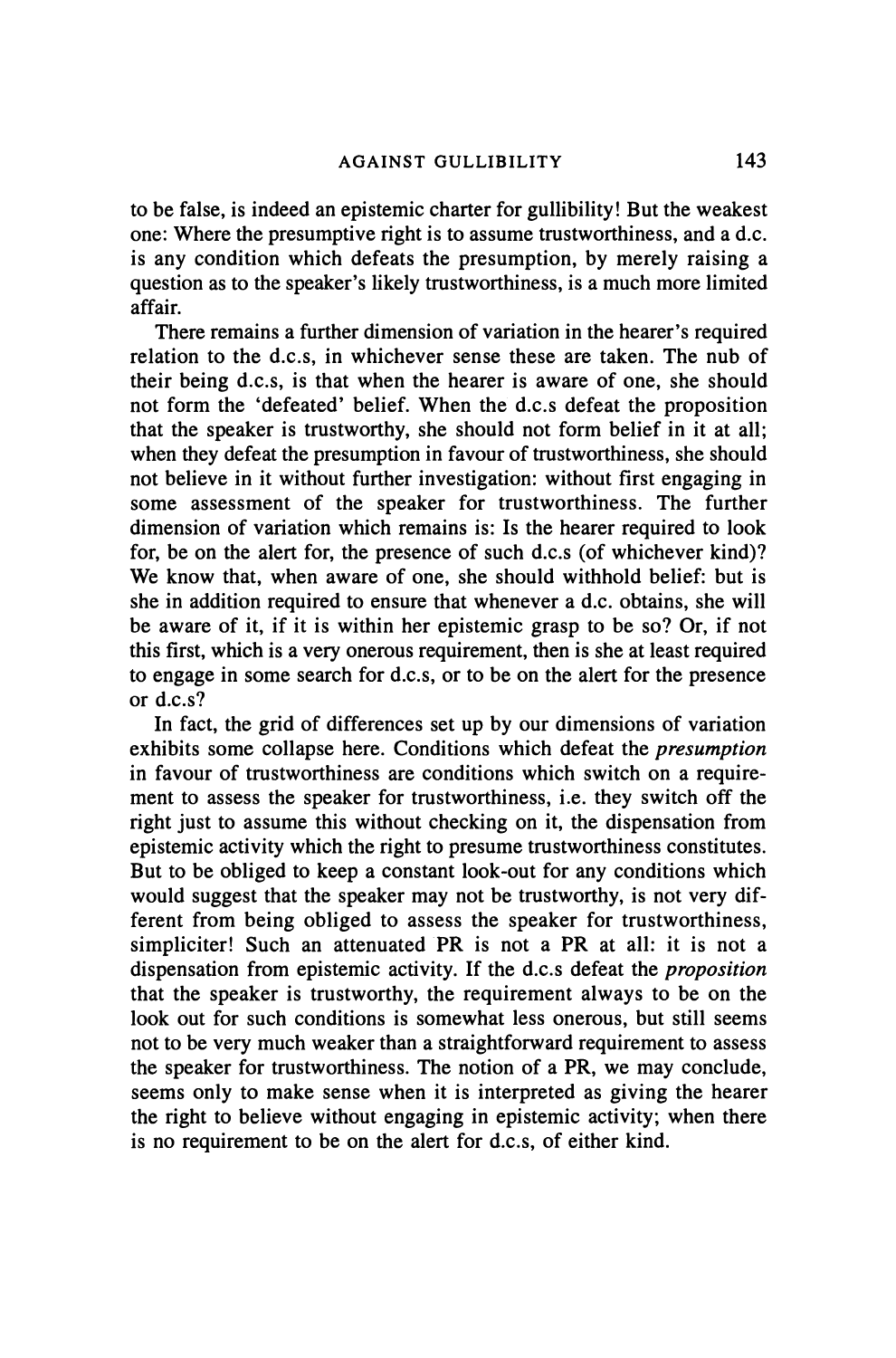to be false, is indeed an epistemic charter for gullibility! But the weakest one: Where the presumptive right is to assume trustworthiness, and a d.c. is any condition which defeats the presumption, by merely raising a question as to the speaker's likely trustworthiness, is a much more limited affair.

There remains a further dimension of variation in the hearer's required relation to the d.c.s, in whichever sense these are taken. The nub of their being d.c.s, is that when the hearer is aware of one, she should not form the 'defeated' belief. When the d.c.s defeat the proposition that the speaker is trustworthy, she should not form belief in it at all; when they defeat the presumption in favour of trustworthiness, she should not believe in it without further investigation: without first engaging in some assessment of the speaker for trustworthiness. The further dimension of variation which remains is: Is the hearer required to look for, be on the alert for, the presence of such d.c.s (of whichever kind)? We know that, when aware of one, she should withhold belief: but is she in addition required to ensure that whenever a d.c. obtains, she will be aware of it, if it is within her epistemic grasp to be so? Or, if not this first, which is a very onerous requirement, then is she at least required to engage in some search for d.c.s, or to be on the alert for the presence or d.c.s?

In fact, the grid of differences set up by our dimensions of variation exhibits some collapse here. Conditions which defeat the *presumption* in favour of trustworthiness are conditions which switch on a requirement to assess the speaker for trustworthiness, i.e. they switch off the right just to assume this without checking on it, the dispensation from epistemic activity which the right to presume trustworthiness constitutes. But to be obliged to keep a constant look-out for any conditions which would suggest that the speaker may not be trustworthy, is not very different from being obliged to assess the speaker for trustworthiness, simpliciter! Such an attenuated PR is not a PR at all: it is not a dispensation from epistemic activity. If the d.c.s defeat the *proposition* that the speaker is trustworthy, the requirement always to be on the look out for such conditions is somewhat less onerous, but still seems not to be very much weaker than a straightforward requirement to assess the speaker for trustworthiness. The notion of a PR, we may conclude, seems only to make sense when it is interpreted as giving the hearer the right to believe without engaging in epistemic activity; when there is no requirement to be on the alert for d.c.s, of either kind.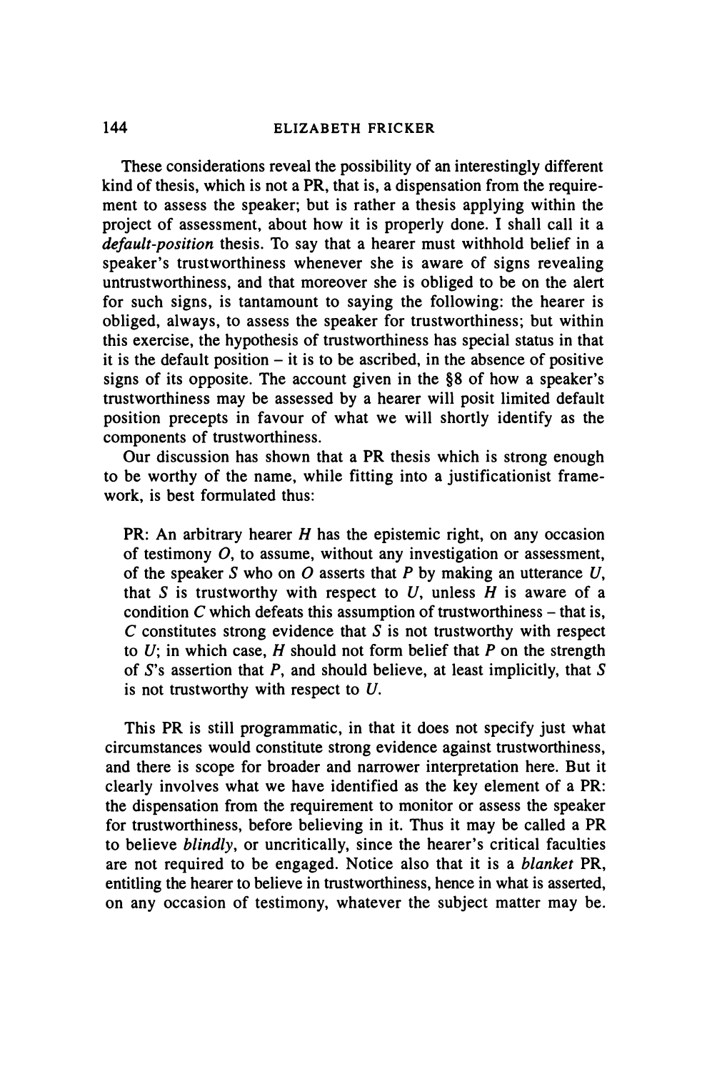These considerations reveal the possibility of an interestingly different kind of thesis, which is not a PR, that is, a dispensation from the requirement to assess the speaker; but is rather a thesis applying within the project of assessment, about how it is properly done. I shall call it a *default-position* thesis. To say that a hearer must withhold belief in a speaker's trustworthiness whenever she is aware of signs revealing untrustworthiness, and that moreover she is obliged to be on the alert for such signs, is tantamount to saying the following: the hearer is obliged, always, to assess the speaker for trustworthiness; but within this exercise, the hypothesis of trustworthiness has special status in that it is the default position – it is to be ascribed, in the absence of positive signs of its opposite. The account given in the §8 of how a speaker's trustworthiness may be assessed by a hearer will posit limited default position precepts in favour of what we will shortly identify as the components of trustworthiness.

Our discussion has shown that a PR thesis which is strong enough to be worthy of the name, while fitting into a justificationist framework, is best formulated thus:

> PR: An arbitrary hearer *H* has the epistemic right, on any occasion of testimony *O*, to assume, without any investigation or assessment, of the speaker *S* who on *O* asserts that *P* by making an utterance *U*, that *S* is trustworthy with respect to *U*, unless *H* is aware of a condition *C* which defeats this assumption of trustworthiness – that is, *C* constitutes strong evidence that *S* is not trustworthy with respect to *U*; in which case, *H* should not form belief that *P* on the strength of *S*'s assertion that *P*, and should believe, at least implicitly, that *S* is not trustworthy with respect to *U*.

This PR is still programmatic, in that it does not specify just what circumstances would constitute strong evidence against trustworthiness, and there is scope for broader and narrower interpretation here. But it clearly involves what we have identified as the key element of a PR: the dispensation from the requirement to monitor or assess the speaker for trustworthiness, before believing in it. Thus it may be called a PR to believe *blindly*, or uncritically, since the hearer's critical faculties are not required to be engaged. Notice also that it is a *blanket* PR, entitling the hearer to believe in trustworthiness, hence in what is asserted, on any occasion of testimony, whatever the subject matter may be.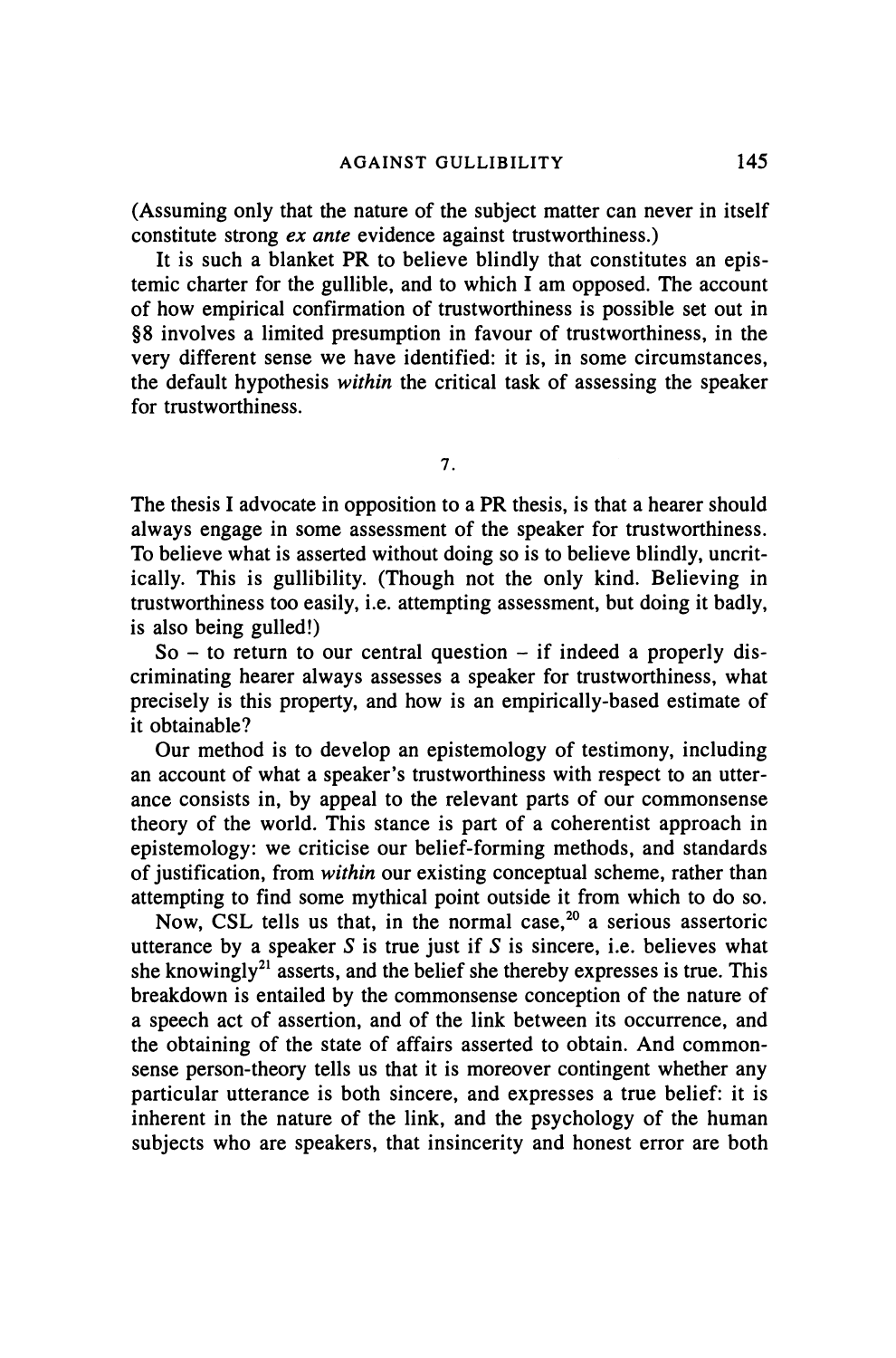(Assuming only that the nature of the subject matter can never in itself constitute strong *ex ante* evidence against trustworthiness.)

It is such a blanket PR to believe blindly that constitutes an epistemic charter for the gullible, and to which I am opposed. The account of how empirical confirmation of trustworthiness is possible set out in §8 involves a limited presumption in favour of trustworthiness, in the very different sense we have identified: it is, in some circumstances, the default hypothesis *within* the critical task of assessing the speaker for trustworthiness.

## 7.

The thesis I advocate in opposition to a PR thesis, is that a hearer should always engage in some assessment of the speaker for trustworthiness. To believe what is asserted without doing so is to believe blindly, uncritically. This is gullibility. (Though not the only kind. Believing in trustworthiness too easily, i.e. attempting assessment, but doing it badly, is also being gulled!)

So – to return to our central question – if indeed a properly discriminating hearer always assesses a speaker for trustworthiness, what precisely is this property, and how is an empirically-based estimate of it obtainable?

Our method is to develop an epistemology of testimony, including an account of what a speaker's trustworthiness with respect to an utterance consists in, by appeal to the relevant parts of our commonsense theory of the world. This stance is part of a coherentist approach in epistemology: we criticise our belief-forming methods, and standards of justification, from *within* our existing conceptual scheme, rather than attempting to find some mythical point outside it from which to do so.

Now, CSL tells us that, in the normal case,[20] a serious assertoric utterance by a speaker *S* is true just if *S* is sincere, i.e. believes what she knowingly[21] asserts, and the belief she thereby expresses is true. This breakdown is entailed by the commonsense conception of the nature of a speech act of assertion, and of the link between its occurrence, and the obtaining of the state of affairs asserted to obtain. And commonsense person-theory tells us that it is moreover contingent whether any particular utterance is both sincere, and expresses a true belief: it is inherent in the nature of the link, and the psychology of the human subjects who are speakers, that insincerity and honest error are both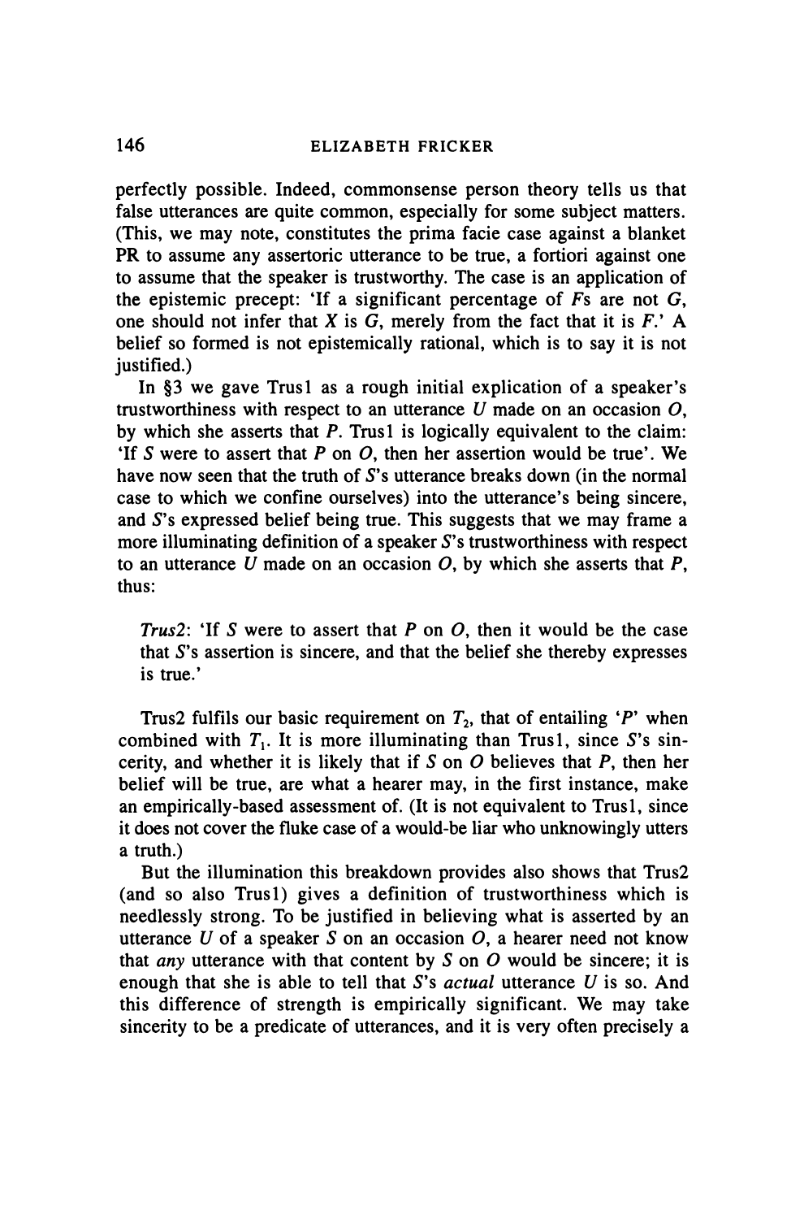perfectly possible. Indeed, commonsense person theory tells us that false utterances are quite common, especially for some subject matters. (This, we may note, constitutes the prima facie case against a blanket PR to assume any assertoric utterance to be true, a fortiori against one to assume that the speaker is trustworthy. The case is an application of the epistemic precept: 'If a significant percentage of *F*s are not *G*, one should not infer that *X* is *G*, merely from the fact that it is *F*.' A belief so formed is not epistemically rational, which is to say it is not justified.)

In §3 we gave Trus1 as a rough initial explication of a speaker's trustworthiness with respect to an utterance *U* made on an occasion *O*, by which she asserts that *P*. Trus1 is logically equivalent to the claim: 'If *S* were to assert that *P* on *O*, then her assertion would be true'. We have now seen that the truth of *S*'s utterance breaks down (in the normal case to which we confine ourselves) into the utterance's being sincere, and *S*'s expressed belief being true. This suggests that we may frame a more illuminating definition of a speaker *S*'s trustworthiness with respect to an utterance *U* made on an occasion *O*, by which she asserts that *P*, thus:

> *Trus2*: 'If *S* were to assert that *P* on *O*, then it would be the case that *S*'s assertion is sincere, and that the belief she thereby expresses is true.'

Trus2 fulfils our basic requirement on $T_2$, that of entailing '*P*' when combined with $T_1$. It is more illuminating than Trus1, since *S*'s sincerity, and whether it is likely that if *S* on *O* believes that *P*, then her belief will be true, are what a hearer may, in the first instance, make an empirically-based assessment of. (It is not equivalent to Trus1, since it does not cover the fluke case of a would-be liar who unknowingly utters a truth.)

But the illumination this breakdown provides also shows that Trus2 (and so also Trus1) gives a definition of trustworthiness which is needlessly strong. To be justified in believing what is asserted by an utterance *U* of a speaker *S* on an occasion *O*, a hearer need not know that *any* utterance with that content by *S* on *O* would be sincere; it is enough that she is able to tell that *S*'s *actual* utterance *U* is so. And this difference of strength is empirically significant. We may take sincerity to be a predicate of utterances, and it is very often precisely a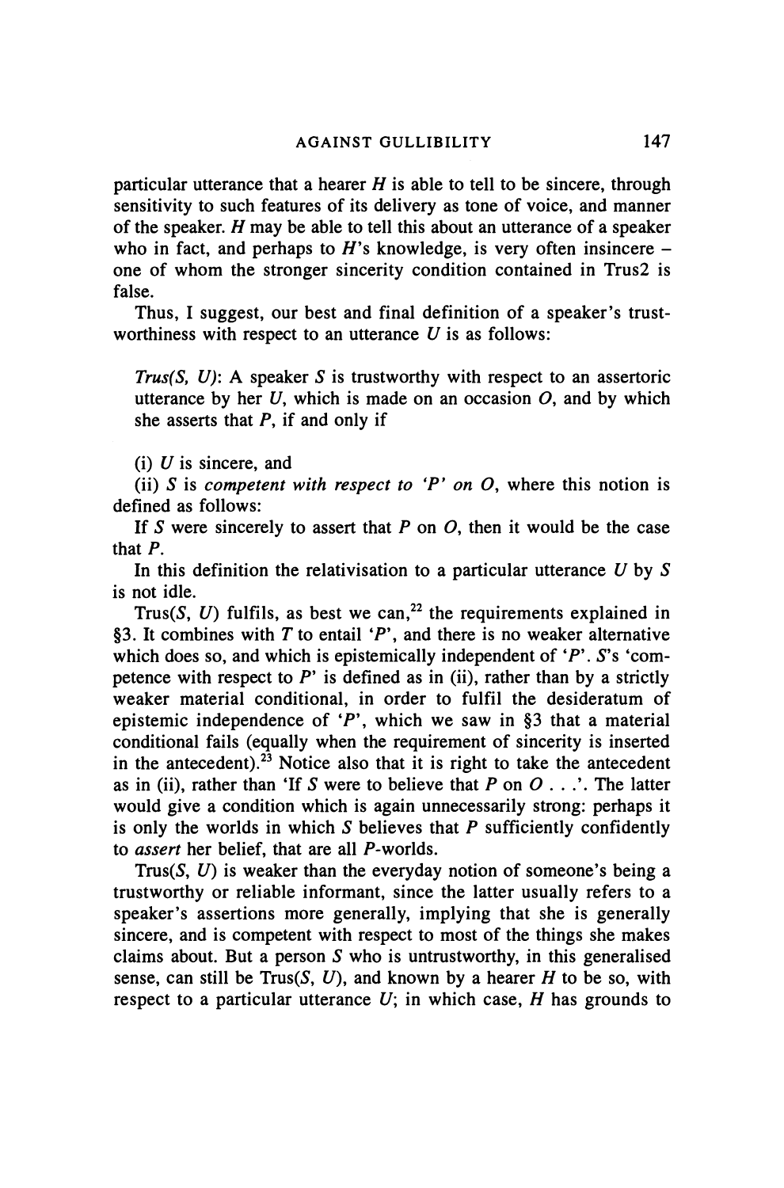particular utterance that a hearer *H* is able to tell to be sincere, through sensitivity to such features of its delivery as tone of voice, and manner of the speaker. *H* may be able to tell this about an utterance of a speaker who in fact, and perhaps to *H*'s knowledge, is very often insincere – one of whom the stronger sincerity condition contained in Trus2 is false.

Thus, I suggest, our best and final definition of a speaker's trustworthiness with respect to an utterance *U* is as follows:

> *Trus(S, U)*: A speaker *S* is trustworthy with respect to an assertoric utterance by her *U*, which is made on an occasion *O*, and by which she asserts that *P*, if and only if
>
> (i) *U* is sincere, and
>
> (ii) *S* is *competent with respect to 'P' on O*, where this notion is defined as follows:
>
> If *S* were sincerely to assert that *P* on *O*, then it would be the case that *P*.

In this definition the relativisation to a particular utterance *U* by *S* is not idle.

Trus(*S*, *U*) fulfils, as best we can,[22] the requirements explained in §3. It combines with *T* to entail '*P*', and there is no weaker alternative which does so, and which is epistemically independent of '*P*'. *S*'s 'competence with respect to *P*' is defined as in (ii), rather than by a strictly weaker material conditional, in order to fulfil the desideratum of epistemic independence of '*P*', which we saw in §3 that a material conditional fails (equally when the requirement of sincerity is inserted in the antecedent).[23] Notice also that it is right to take the antecedent as in (ii), rather than 'If *S* were to believe that *P* on *O* . . .'. The latter would give a condition which is again unnecessarily strong: perhaps it is only the worlds in which *S* believes that *P* sufficiently confidently to *assert* her belief, that are all *P*-worlds.

Trus(*S*, *U*) is weaker than the everyday notion of someone's being a trustworthy or reliable informant, since the latter usually refers to a speaker's assertions more generally, implying that she is generally sincere, and is competent with respect to most of the things she makes claims about. But a person *S* who is untrustworthy, in this generalised sense, can still be Trus(*S*, *U*), and known by a hearer *H* to be so, with respect to a particular utterance *U*; in which case, *H* has grounds to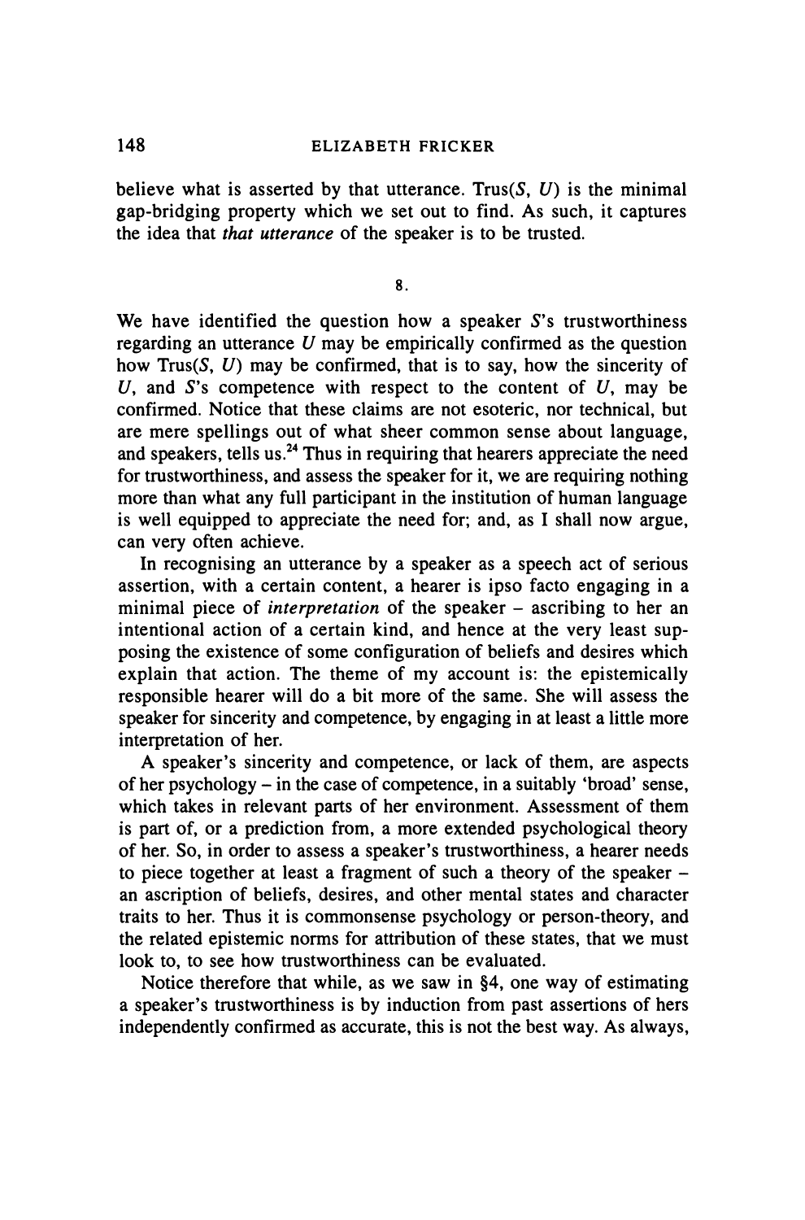believe what is asserted by that utterance. Trus($S$, $U$) is the minimal gap-bridging property which we set out to find. As such, it captures the idea that *that utterance* of the speaker is to be trusted.

## 8.

We have identified the question how a speaker $S$'s trustworthiness regarding an utterance $U$ may be empirically confirmed as the question how Trus($S$, $U$) may be confirmed, that is to say, how the sincerity of $U$, and $S$'s competence with respect to the content of $U$, may be confirmed. Notice that these claims are not esoteric, nor technical, but are mere spellings out of what sheer common sense about language, and speakers, tells us.[24] Thus in requiring that hearers appreciate the need for trustworthiness, and assess the speaker for it, we are requiring nothing more than what any full participant in the institution of human language is well equipped to appreciate the need for; and, as I shall now argue, can very often achieve.

In recognising an utterance by a speaker as a speech act of serious assertion, with a certain content, a hearer is ipso facto engaging in a minimal piece of *interpretation* of the speaker – ascribing to her an intentional action of a certain kind, and hence at the very least supposing the existence of some configuration of beliefs and desires which explain that action. The theme of my account is: the epistemically responsible hearer will do a bit more of the same. She will assess the speaker for sincerity and competence, by engaging in at least a little more interpretation of her.

A speaker's sincerity and competence, or lack of them, are aspects of her psychology – in the case of competence, in a suitably 'broad' sense, which takes in relevant parts of her environment. Assessment of them is part of, or a prediction from, a more extended psychological theory of her. So, in order to assess a speaker's trustworthiness, a hearer needs to piece together at least a fragment of such a theory of the speaker – an ascription of beliefs, desires, and other mental states and character traits to her. Thus it is commonsense psychology or person-theory, and the related epistemic norms for attribution of these states, that we must look to, to see how trustworthiness can be evaluated.

Notice therefore that while, as we saw in §4, one way of estimating a speaker's trustworthiness is by induction from past assertions of hers independently confirmed as accurate, this is not the best way. As always,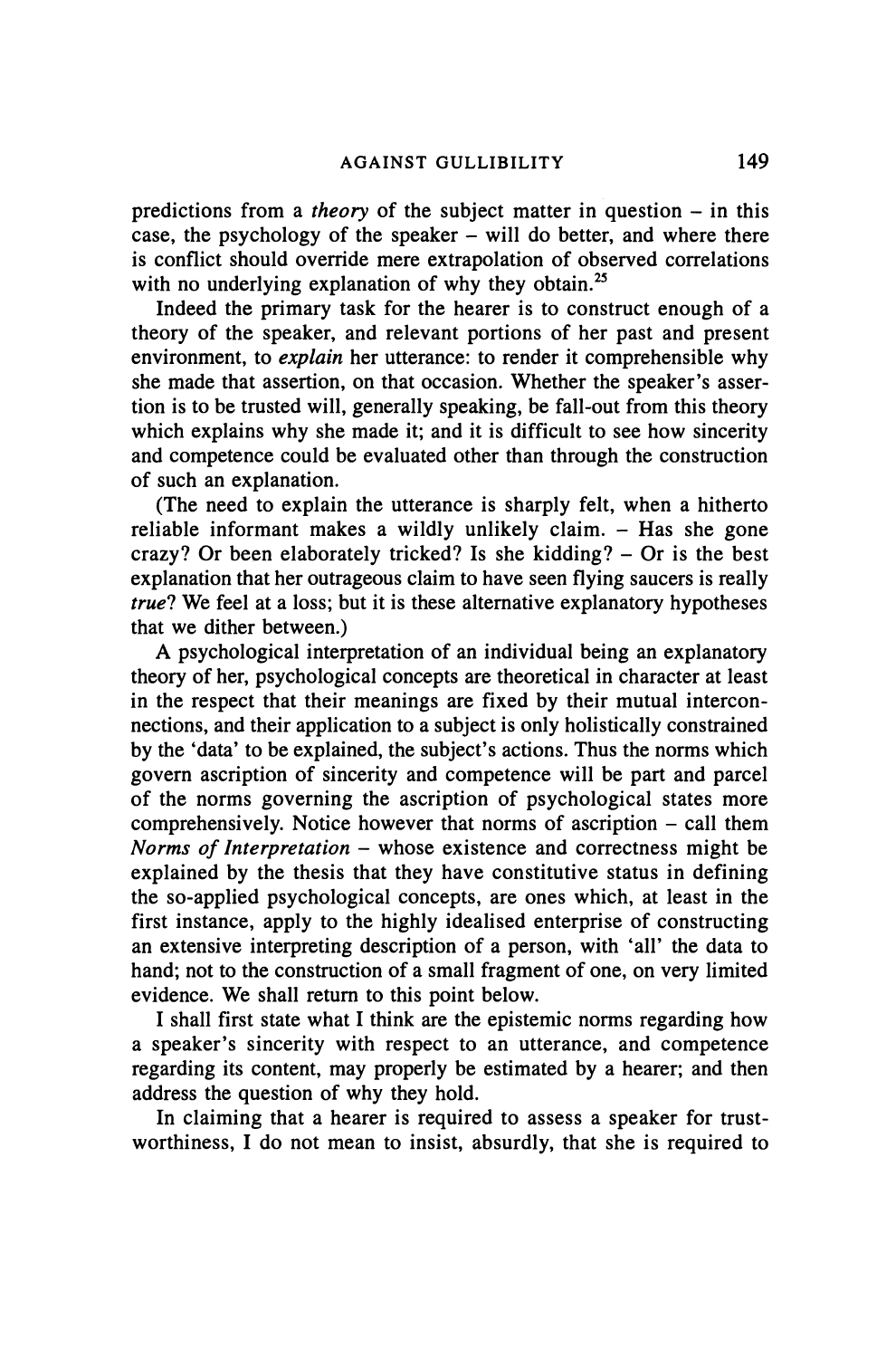predictions from a *theory* of the subject matter in question – in this case, the psychology of the speaker – will do better, and where there is conflict should override mere extrapolation of observed correlations with no underlying explanation of why they obtain.[25]

Indeed the primary task for the hearer is to construct enough of a theory of the speaker, and relevant portions of her past and present environment, to *explain* her utterance: to render it comprehensible why she made that assertion, on that occasion. Whether the speaker's assertion is to be trusted will, generally speaking, be fall-out from this theory which explains why she made it; and it is difficult to see how sincerity and competence could be evaluated other than through the construction of such an explanation.

(The need to explain the utterance is sharply felt, when a hitherto reliable informant makes a wildly unlikely claim. – Has she gone crazy? Or been elaborately tricked? Is she kidding? – Or is the best explanation that her outrageous claim to have seen flying saucers is really *true*? We feel at a loss; but it is these alternative explanatory hypotheses that we dither between.)

A psychological interpretation of an individual being an explanatory theory of her, psychological concepts are theoretical in character at least in the respect that their meanings are fixed by their mutual interconnections, and their application to a subject is only holistically constrained by the 'data' to be explained, the subject's actions. Thus the norms which govern ascription of sincerity and competence will be part and parcel of the norms governing the ascription of psychological states more comprehensively. Notice however that norms of ascription – call them *Norms of Interpretation* – whose existence and correctness might be explained by the thesis that they have constitutive status in defining the so-applied psychological concepts, are ones which, at least in the first instance, apply to the highly idealised enterprise of constructing an extensive interpreting description of a person, with 'all' the data to hand; not to the construction of a small fragment of one, on very limited evidence. We shall return to this point below.

I shall first state what I think are the epistemic norms regarding how a speaker's sincerity with respect to an utterance, and competence regarding its content, may properly be estimated by a hearer; and then address the question of why they hold.

In claiming that a hearer is required to assess a speaker for trustworthiness, I do not mean to insist, absurdly, that she is required to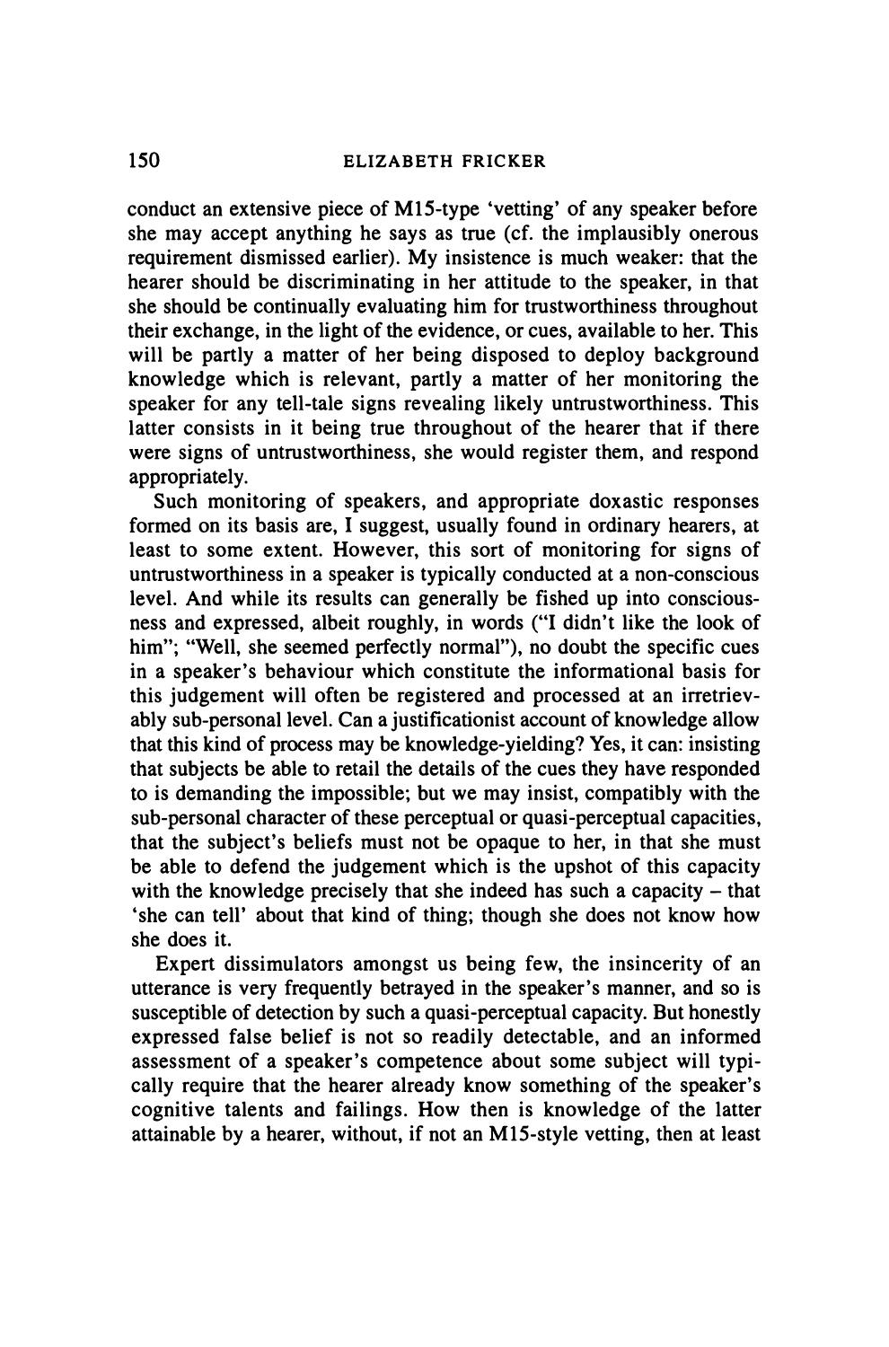conduct an extensive piece of M15-type 'vetting' of any speaker before she may accept anything he says as true (cf. the implausibly onerous requirement dismissed earlier). My insistence is much weaker: that the hearer should be discriminating in her attitude to the speaker, in that she should be continually evaluating him for trustworthiness throughout their exchange, in the light of the evidence, or cues, available to her. This will be partly a matter of her being disposed to deploy background knowledge which is relevant, partly a matter of her monitoring the speaker for any tell-tale signs revealing likely untrustworthiness. This latter consists in it being true throughout of the hearer that if there were signs of untrustworthiness, she would register them, and respond appropriately.

Such monitoring of speakers, and appropriate doxastic responses formed on its basis are, I suggest, usually found in ordinary hearers, at least to some extent. However, this sort of monitoring for signs of untrustworthiness in a speaker is typically conducted at a non-conscious level. And while its results can generally be fished up into consciousness and expressed, albeit roughly, in words ("I didn't like the look of him"; "Well, she seemed perfectly normal"), no doubt the specific cues in a speaker's behaviour which constitute the informational basis for this judgement will often be registered and processed at an irretrievably sub-personal level. Can a justificationist account of knowledge allow that this kind of process may be knowledge-yielding? Yes, it can: insisting that subjects be able to retail the details of the cues they have responded to is demanding the impossible; but we may insist, compatibly with the sub-personal character of these perceptual or quasi-perceptual capacities, that the subject's beliefs must not be opaque to her, in that she must be able to defend the judgement which is the upshot of this capacity with the knowledge precisely that she indeed has such a capacity – that 'she can tell' about that kind of thing; though she does not know how she does it.

Expert dissimulators amongst us being few, the insincerity of an utterance is very frequently betrayed in the speaker's manner, and so is susceptible of detection by such a quasi-perceptual capacity. But honestly expressed false belief is not so readily detectable, and an informed assessment of a speaker's competence about some subject will typically require that the hearer already know something of the speaker's cognitive talents and failings. How then is knowledge of the latter attainable by a hearer, without, if not an M15-style vetting, then at least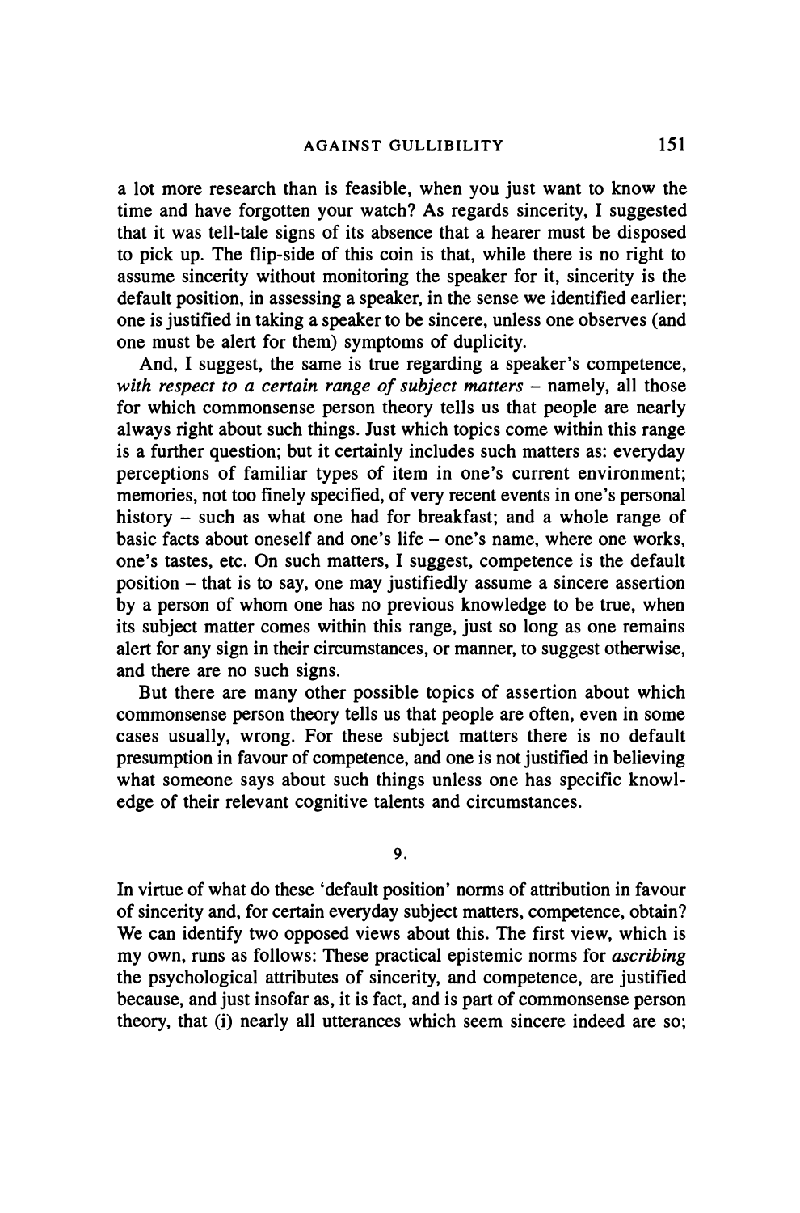a lot more research than is feasible, when you just want to know the time and have forgotten your watch? As regards sincerity, I suggested that it was tell-tale signs of its absence that a hearer must be disposed to pick up. The flip-side of this coin is that, while there is no right to assume sincerity without monitoring the speaker for it, sincerity is the default position, in assessing a speaker, in the sense we identified earlier; one is justified in taking a speaker to be sincere, unless one observes (and one must be alert for them) symptoms of duplicity.

And, I suggest, the same is true regarding a speaker's competence, *with respect to a certain range of subject matters* – namely, all those for which commonsense person theory tells us that people are nearly always right about such things. Just which topics come within this range is a further question; but it certainly includes such matters as: everyday perceptions of familiar types of item in one's current environment; memories, not too finely specified, of very recent events in one's personal history – such as what one had for breakfast; and a whole range of basic facts about oneself and one's life – one's name, where one works, one's tastes, etc. On such matters, I suggest, competence is the default position – that is to say, one may justifiedly assume a sincere assertion by a person of whom one has no previous knowledge to be true, when its subject matter comes within this range, just so long as one remains alert for any sign in their circumstances, or manner, to suggest otherwise, and there are no such signs.

But there are many other possible topics of assertion about which commonsense person theory tells us that people are often, even in some cases usually, wrong. For these subject matters there is no default presumption in favour of competence, and one is not justified in believing what someone says about such things unless one has specific knowledge of their relevant cognitive talents and circumstances.

## 9.

In virtue of what do these 'default position' norms of attribution in favour of sincerity and, for certain everyday subject matters, competence, obtain? We can identify two opposed views about this. The first view, which is my own, runs as follows: These practical epistemic norms for *ascribing* the psychological attributes of sincerity, and competence, are justified because, and just insofar as, it is fact, and is part of commonsense person theory, that (i) nearly all utterances which seem sincere indeed are so;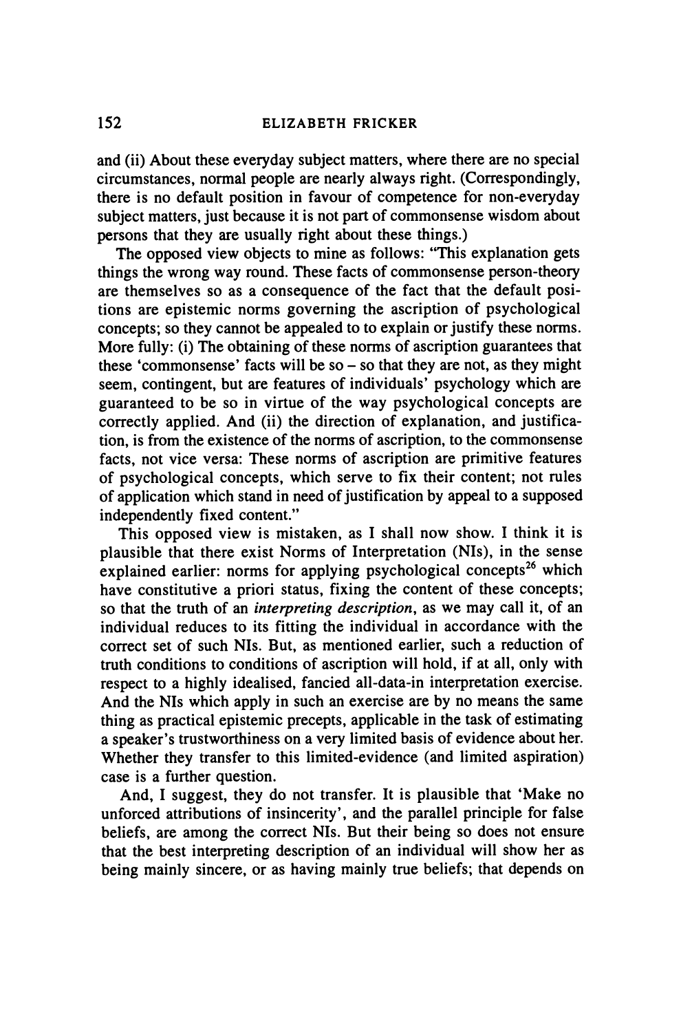and (ii) About these everyday subject matters, where there are no special circumstances, normal people are nearly always right. (Correspondingly, there is no default position in favour of competence for non-everyday subject matters, just because it is not part of commonsense wisdom about persons that they are usually right about these things.)

The opposed view objects to mine as follows: "This explanation gets things the wrong way round. These facts of commonsense person-theory are themselves so as a consequence of the fact that the default positions are epistemic norms governing the ascription of psychological concepts; so they cannot be appealed to to explain or justify these norms. More fully: (i) The obtaining of these norms of ascription guarantees that these 'commonsense' facts will be so – so that they are not, as they might seem, contingent, but are features of individuals' psychology which are guaranteed to be so in virtue of the way psychological concepts are correctly applied. And (ii) the direction of explanation, and justification, is from the existence of the norms of ascription, to the commonsense facts, not vice versa: These norms of ascription are primitive features of psychological concepts, which serve to fix their content; not rules of application which stand in need of justification by appeal to a supposed independently fixed content."

This opposed view is mistaken, as I shall now show. I think it is plausible that there exist Norms of Interpretation (NIs), in the sense explained earlier: norms for applying psychological concepts[26] which have constitutive a priori status, fixing the content of these concepts; so that the truth of an *interpreting description*, as we may call it, of an individual reduces to its fitting the individual in accordance with the correct set of such NIs. But, as mentioned earlier, such a reduction of truth conditions to conditions of ascription will hold, if at all, only with respect to a highly idealised, fancied all-data-in interpretation exercise. And the NIs which apply in such an exercise are by no means the same thing as practical epistemic precepts, applicable in the task of estimating a speaker's trustworthiness on a very limited basis of evidence about her. Whether they transfer to this limited-evidence (and limited aspiration) case is a further question.

And, I suggest, they do not transfer. It is plausible that 'Make no unforced attributions of insincerity', and the parallel principle for false beliefs, are among the correct NIs. But their being so does not ensure that the best interpreting description of an individual will show her as being mainly sincere, or as having mainly true beliefs; that depends on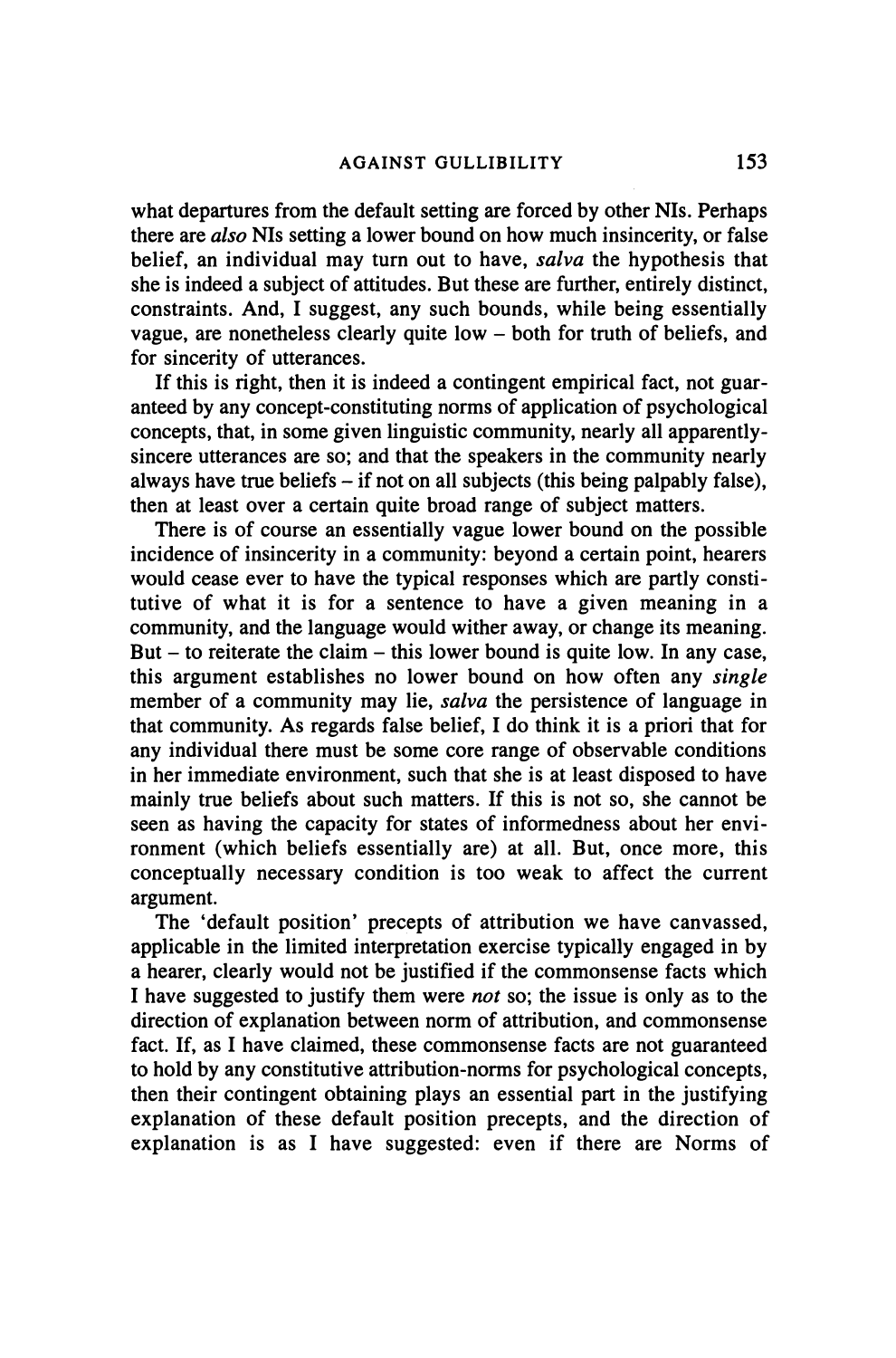what departures from the default setting are forced by other NIs. Perhaps there are *also* NIs setting a lower bound on how much insincerity, or false belief, an individual may turn out to have, *salva* the hypothesis that she is indeed a subject of attitudes. But these are further, entirely distinct, constraints. And, I suggest, any such bounds, while being essentially vague, are nonetheless clearly quite low – both for truth of beliefs, and for sincerity of utterances.

If this is right, then it is indeed a contingent empirical fact, not guaranteed by any concept-constituting norms of application of psychological concepts, that, in some given linguistic community, nearly all apparently-sincere utterances are so; and that the speakers in the community nearly always have true beliefs – if not on all subjects (this being palpably false), then at least over a certain quite broad range of subject matters.

There is of course an essentially vague lower bound on the possible incidence of insincerity in a community: beyond a certain point, hearers would cease ever to have the typical responses which are partly constitutive of what it is for a sentence to have a given meaning in a community, and the language would wither away, or change its meaning. But – to reiterate the claim – this lower bound is quite low. In any case, this argument establishes no lower bound on how often any *single* member of a community may lie, *salva* the persistence of language in that community. As regards false belief, I do think it is a priori that for any individual there must be some core range of observable conditions in her immediate environment, such that she is at least disposed to have mainly true beliefs about such matters. If this is not so, she cannot be seen as having the capacity for states of informedness about her environment (which beliefs essentially are) at all. But, once more, this conceptually necessary condition is too weak to affect the current argument.

The 'default position' precepts of attribution we have canvassed, applicable in the limited interpretation exercise typically engaged in by a hearer, clearly would not be justified if the commonsense facts which I have suggested to justify them were *not* so; the issue is only as to the direction of explanation between norm of attribution, and commonsense fact. If, as I have claimed, these commonsense facts are not guaranteed to hold by any constitutive attribution-norms for psychological concepts, then their contingent obtaining plays an essential part in the justifying explanation of these default position precepts, and the direction of explanation is as I have suggested: even if there are Norms of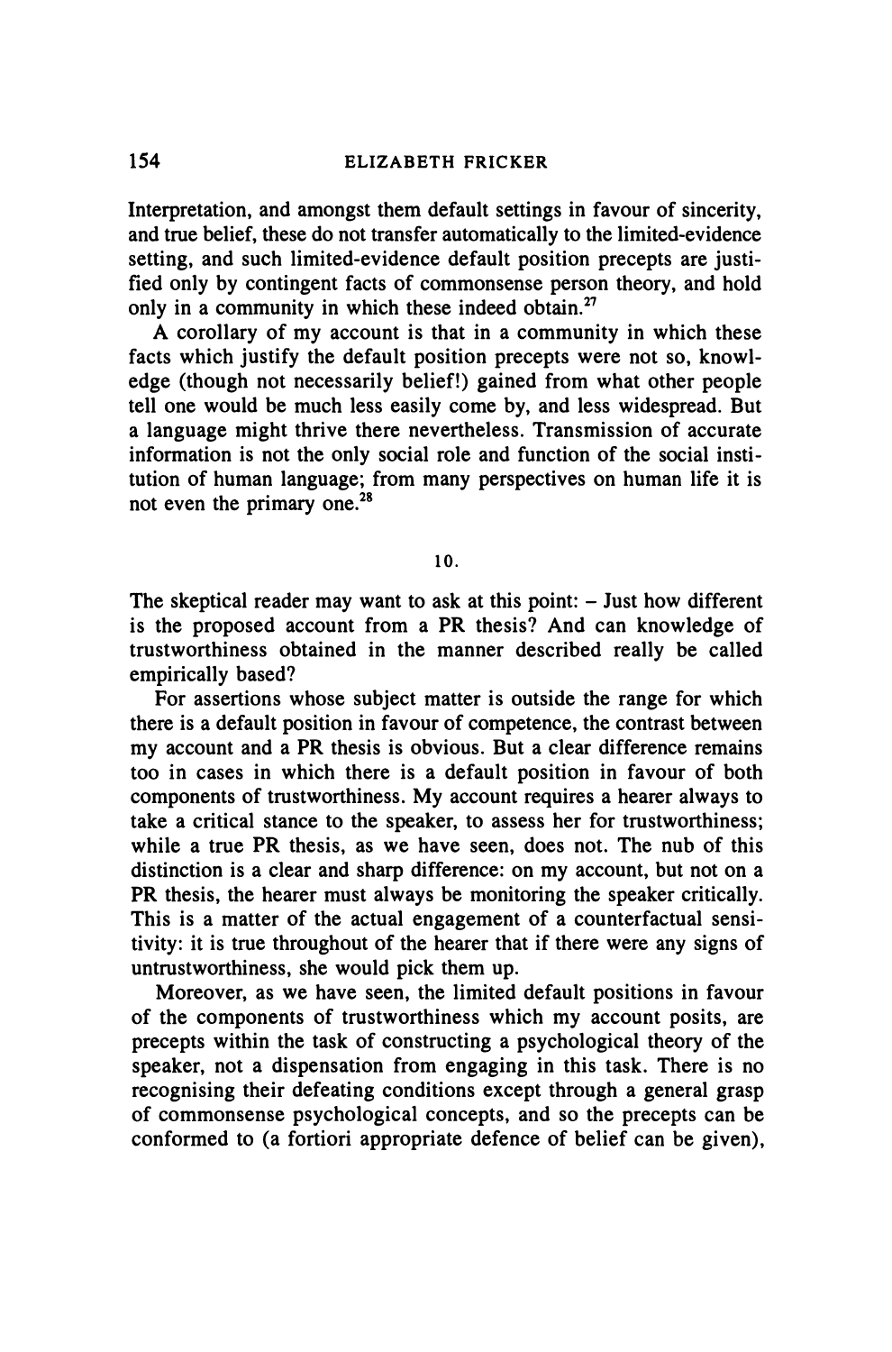Interpretation, and amongst them default settings in favour of sincerity, and true belief, these do not transfer automatically to the limited-evidence setting, and such limited-evidence default position precepts are justified only by contingent facts of commonsense person theory, and hold only in a community in which these indeed obtain.[27]

A corollary of my account is that in a community in which these facts which justify the default position precepts were not so, knowledge (though not necessarily belief!) gained from what other people tell one would be much less easily come by, and less widespread. But a language might thrive there nevertheless. Transmission of accurate information is not the only social role and function of the social institution of human language; from many perspectives on human life it is not even the primary one.[28]

## 10.

The skeptical reader may want to ask at this point: – Just how different is the proposed account from a PR thesis? And can knowledge of trustworthiness obtained in the manner described really be called empirically based?

For assertions whose subject matter is outside the range for which there is a default position in favour of competence, the contrast between my account and a PR thesis is obvious. But a clear difference remains too in cases in which there is a default position in favour of both components of trustworthiness. My account requires a hearer always to take a critical stance to the speaker, to assess her for trustworthiness; while a true PR thesis, as we have seen, does not. The nub of this distinction is a clear and sharp difference: on my account, but not on a PR thesis, the hearer must always be monitoring the speaker critically. This is a matter of the actual engagement of a counterfactual sensitivity: it is true throughout of the hearer that if there were any signs of untrustworthiness, she would pick them up.

Moreover, as we have seen, the limited default positions in favour of the components of trustworthiness which my account posits, are precepts within the task of constructing a psychological theory of the speaker, not a dispensation from engaging in this task. There is no recognising their defeating conditions except through a general grasp of commonsense psychological concepts, and so the precepts can be conformed to (a fortiori appropriate defence of belief can be given),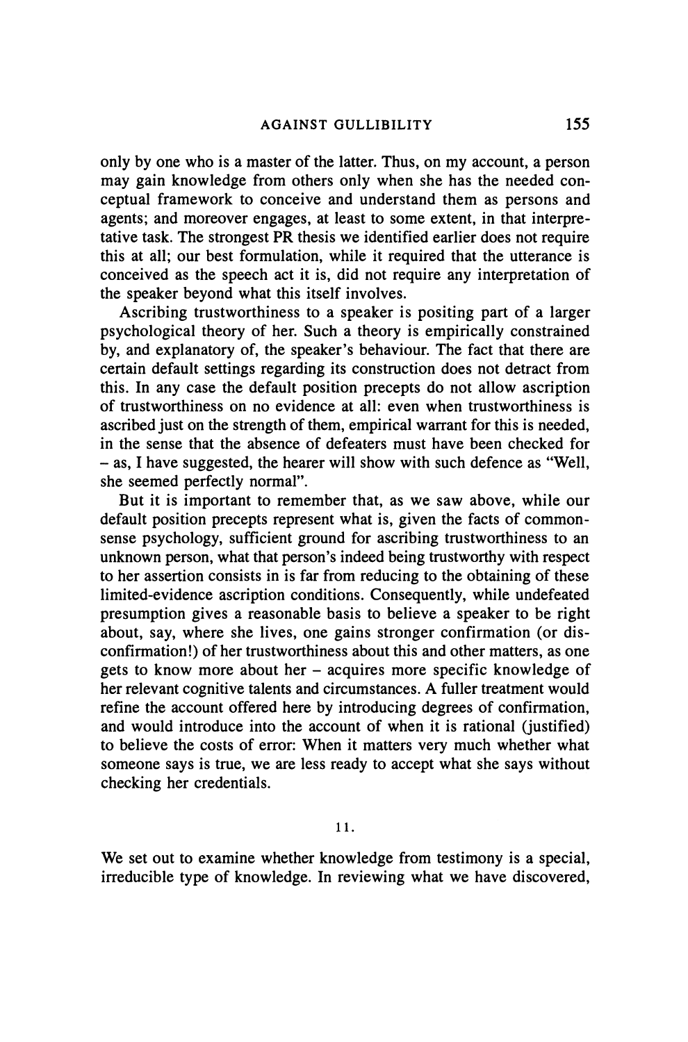only by one who is a master of the latter. Thus, on my account, a person may gain knowledge from others only when she has the needed conceptual framework to conceive and understand them as persons and agents; and moreover engages, at least to some extent, in that interpretative task. The strongest PR thesis we identified earlier does not require this at all; our best formulation, while it required that the utterance is conceived as the speech act it is, did not require any interpretation of the speaker beyond what this itself involves.

Ascribing trustworthiness to a speaker is positing part of a larger psychological theory of her. Such a theory is empirically constrained by, and explanatory of, the speaker's behaviour. The fact that there are certain default settings regarding its construction does not detract from this. In any case the default position precepts do not allow ascription of trustworthiness on no evidence at all: even when trustworthiness is ascribed just on the strength of them, empirical warrant for this is needed, in the sense that the absence of defeaters must have been checked for – as, I have suggested, the hearer will show with such defence as "Well, she seemed perfectly normal".

But it is important to remember that, as we saw above, while our default position precepts represent what is, given the facts of commonsense psychology, sufficient ground for ascribing trustworthiness to an unknown person, what that person's indeed being trustworthy with respect to her assertion consists in is far from reducing to the obtaining of these limited-evidence ascription conditions. Consequently, while undefeated presumption gives a reasonable basis to believe a speaker to be right about, say, where she lives, one gains stronger confirmation (or disconfirmation!) of her trustworthiness about this and other matters, as one gets to know more about her – acquires more specific knowledge of her relevant cognitive talents and circumstances. A fuller treatment would refine the account offered here by introducing degrees of confirmation, and would introduce into the account of when it is rational (justified) to believe the costs of error: When it matters very much whether what someone says is true, we are less ready to accept what she says without checking her credentials.

## 11.

We set out to examine whether knowledge from testimony is a special, irreducible type of knowledge. In reviewing what we have discovered,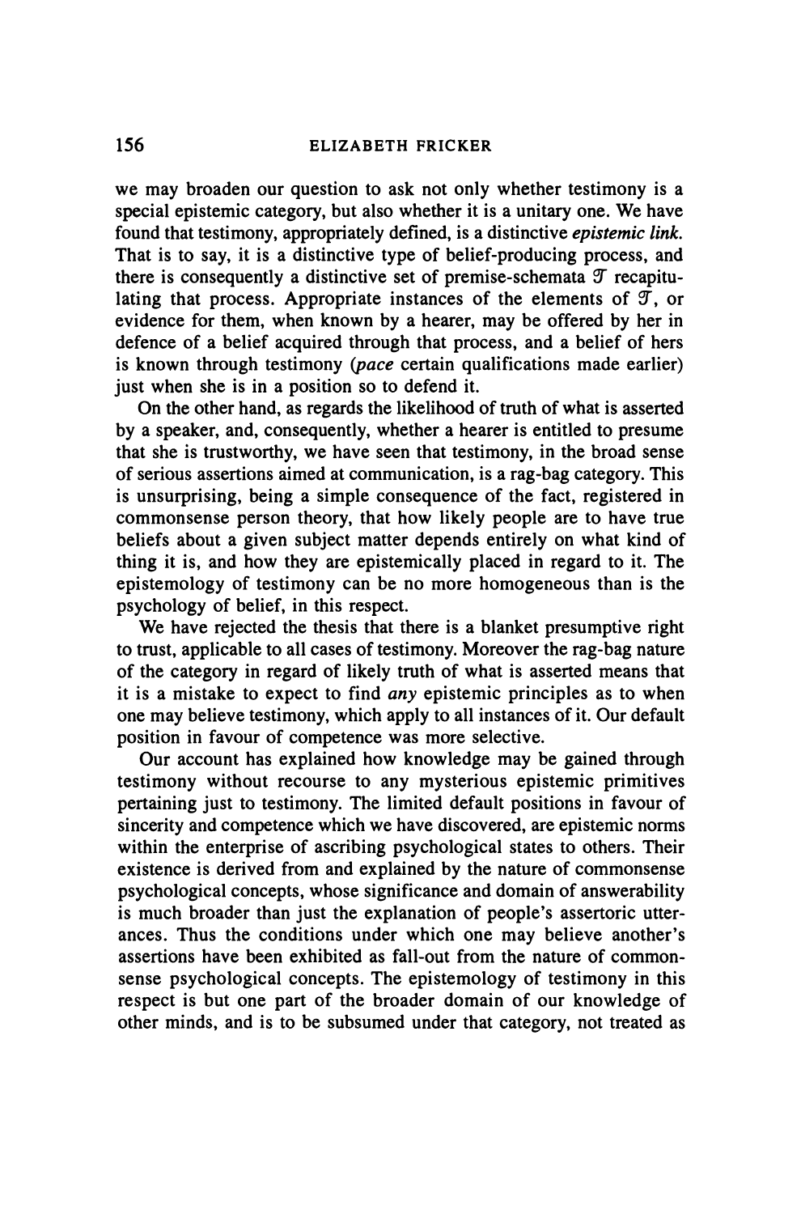we may broaden our question to ask not only whether testimony is a special epistemic category, but also whether it is a unitary one. We have found that testimony, appropriately defined, is a distinctive *epistemic link*. That is to say, it is a distinctive type of belief-producing process, and there is consequently a distinctive set of premise-schemata $\mathcal{T}$ recapitulating that process. Appropriate instances of the elements of $\mathcal{T}$, or evidence for them, when known by a hearer, may be offered by her in defence of a belief acquired through that process, and a belief of hers is known through testimony (*pace* certain qualifications made earlier) just when she is in a position so to defend it.

On the other hand, as regards the likelihood of truth of what is asserted by a speaker, and, consequently, whether a hearer is entitled to presume that she is trustworthy, we have seen that testimony, in the broad sense of serious assertions aimed at communication, is a rag-bag category. This is unsurprising, being a simple consequence of the fact, registered in commonsense person theory, that how likely people are to have true beliefs about a given subject matter depends entirely on what kind of thing it is, and how they are epistemically placed in regard to it. The epistemology of testimony can be no more homogeneous than is the psychology of belief, in this respect.

We have rejected the thesis that there is a blanket presumptive right to trust, applicable to all cases of testimony. Moreover the rag-bag nature of the category in regard of likely truth of what is asserted means that it is a mistake to expect to find *any* epistemic principles as to when one may believe testimony, which apply to all instances of it. Our default position in favour of competence was more selective.

Our account has explained how knowledge may be gained through testimony without recourse to any mysterious epistemic primitives pertaining just to testimony. The limited default positions in favour of sincerity and competence which we have discovered, are epistemic norms within the enterprise of ascribing psychological states to others. Their existence is derived from and explained by the nature of commonsense psychological concepts, whose significance and domain of answerability is much broader than just the explanation of people's assertoric utterances. Thus the conditions under which one may believe another's assertions have been exhibited as fall-out from the nature of commonsense psychological concepts. The epistemology of testimony in this respect is but one part of the broader domain of our knowledge of other minds, and is to be subsumed under that category, not treated as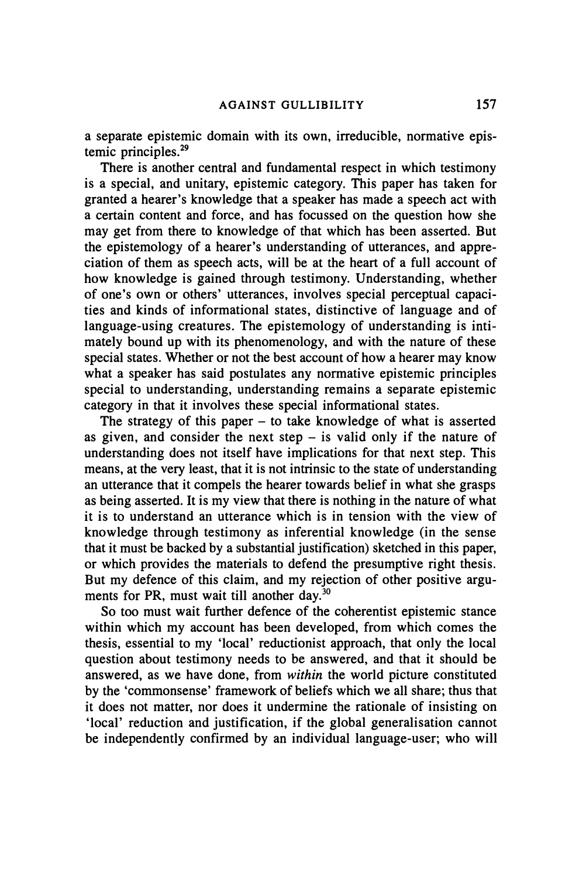a separate epistemic domain with its own, irreducible, normative epistemic principles.[29]

There is another central and fundamental respect in which testimony is a special, and unitary, epistemic category. This paper has taken for granted a hearer's knowledge that a speaker has made a speech act with a certain content and force, and has focussed on the question how she may get from there to knowledge of that which has been asserted. But the epistemology of a hearer's understanding of utterances, and appreciation of them as speech acts, will be at the heart of a full account of how knowledge is gained through testimony. Understanding, whether of one's own or others' utterances, involves special perceptual capacities and kinds of informational states, distinctive of language and of language-using creatures. The epistemology of understanding is intimately bound up with its phenomenology, and with the nature of these special states. Whether or not the best account of how a hearer may know what a speaker has said postulates any normative epistemic principles special to understanding, understanding remains a separate epistemic category in that it involves these special informational states.

The strategy of this paper – to take knowledge of what is asserted as given, and consider the next step – is valid only if the nature of understanding does not itself have implications for that next step. This means, at the very least, that it is not intrinsic to the state of understanding an utterance that it compels the hearer towards belief in what she grasps as being asserted. It is my view that there is nothing in the nature of what it is to understand an utterance which is in tension with the view of knowledge through testimony as inferential knowledge (in the sense that it must be backed by a substantial justification) sketched in this paper, or which provides the materials to defend the presumptive right thesis. But my defence of this claim, and my rejection of other positive arguments for PR, must wait till another day.[30]

So too must wait further defence of the coherentist epistemic stance within which my account has been developed, from which comes the thesis, essential to my 'local' reductionist approach, that only the local question about testimony needs to be answered, and that it should be answered, as we have done, from *within* the world picture constituted by the 'commonsense' framework of beliefs which we all share; thus that it does not matter, nor does it undermine the rationale of insisting on 'local' reduction and justification, if the global generalisation cannot be independently confirmed by an individual language-user; who will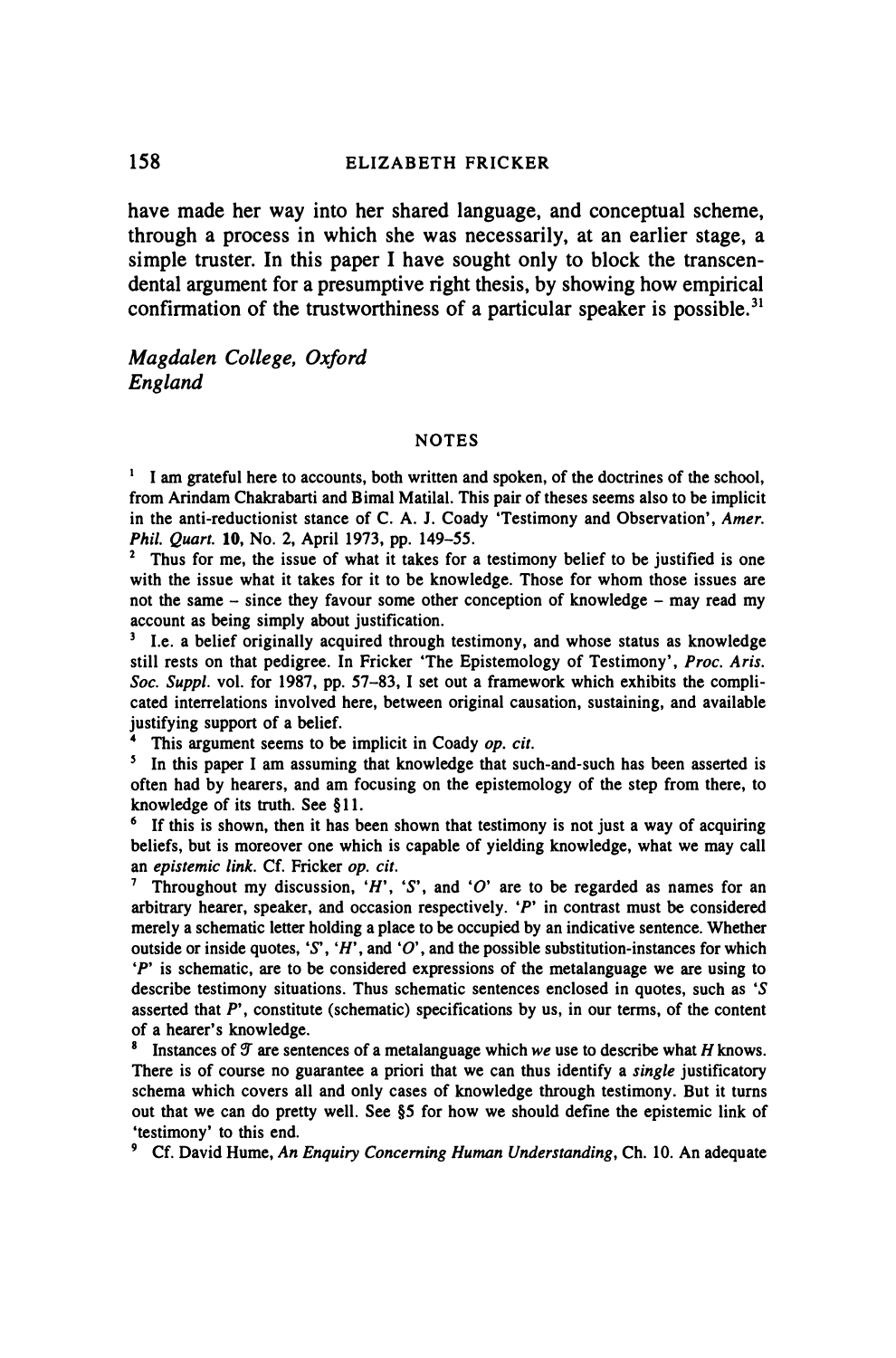have made her way into her shared language, and conceptual scheme, through a process in which she was necessarily, at an earlier stage, a simple truster. In this paper I have sought only to block the transcendental argument for a presumptive right thesis, by showing how empirical confirmation of the trustworthiness of a particular speaker is possible.[31]

*Magdalen College, Oxford*
*England*

## NOTES

[1] I am grateful here to accounts, both written and spoken, of the doctrines of the school, from Arindam Chakrabarti and Bimal Matilal. This pair of theses seems also to be implicit in the anti-reductionist stance of C. A. J. Coady 'Testimony and Observation', *Amer. Phil. Quart.* **10**, No. 2, April 1973, pp. 149–55.

[2] Thus for me, the issue of what it takes for a testimony belief to be justified is one with the issue what it takes for it to be knowledge. Those for whom those issues are not the same – since they favour some other conception of knowledge – may read my account as being simply about justification.

[3] I.e. a belief originally acquired through testimony, and whose status as knowledge still rests on that pedigree. In Fricker 'The Epistemology of Testimony', *Proc. Aris. Soc. Suppl.* vol. for 1987, pp. 57–83, I set out a framework which exhibits the complicated interrelations involved here, between original causation, sustaining, and available justifying support of a belief.

[4] This argument seems to be implicit in Coady *op. cit.*

[5] In this paper I am assuming that knowledge that such-and-such has been asserted is often had by hearers, and am focusing on the epistemology of the step from there, to knowledge of its truth. See §11.

[6] If this is shown, then it has been shown that testimony is not just a way of acquiring beliefs, but is moreover one which is capable of yielding knowledge, what we may call an *epistemic link*. Cf. Fricker *op. cit.*

[7] Throughout my discussion, '*H*', '*S*', and '*O*' are to be regarded as names for an arbitrary hearer, speaker, and occasion respectively. '*P*' in contrast must be considered merely a schematic letter holding a place to be occupied by an indicative sentence. Whether outside or inside quotes, '*S*', '*H*', and '*O*', and the possible substitution-instances for which '*P*' is schematic, are to be considered expressions of the metalanguage we are using to describe testimony situations. Thus schematic sentences enclosed in quotes, such as '*S* asserted that *P*', constitute (schematic) specifications by us, in our terms, of the content of a hearer's knowledge.

[8] Instances of $\mathcal{T}$ are sentences of a metalanguage which *we* use to describe what *H* knows. There is of course no guarantee a priori that we can thus identify a *single* justificatory schema which covers all and only cases of knowledge through testimony. But it turns out that we can do pretty well. See §5 for how we should define the epistemic link of 'testimony' to this end.

[9] Cf. David Hume, *An Enquiry Concerning Human Understanding*, Ch. 10. An adequate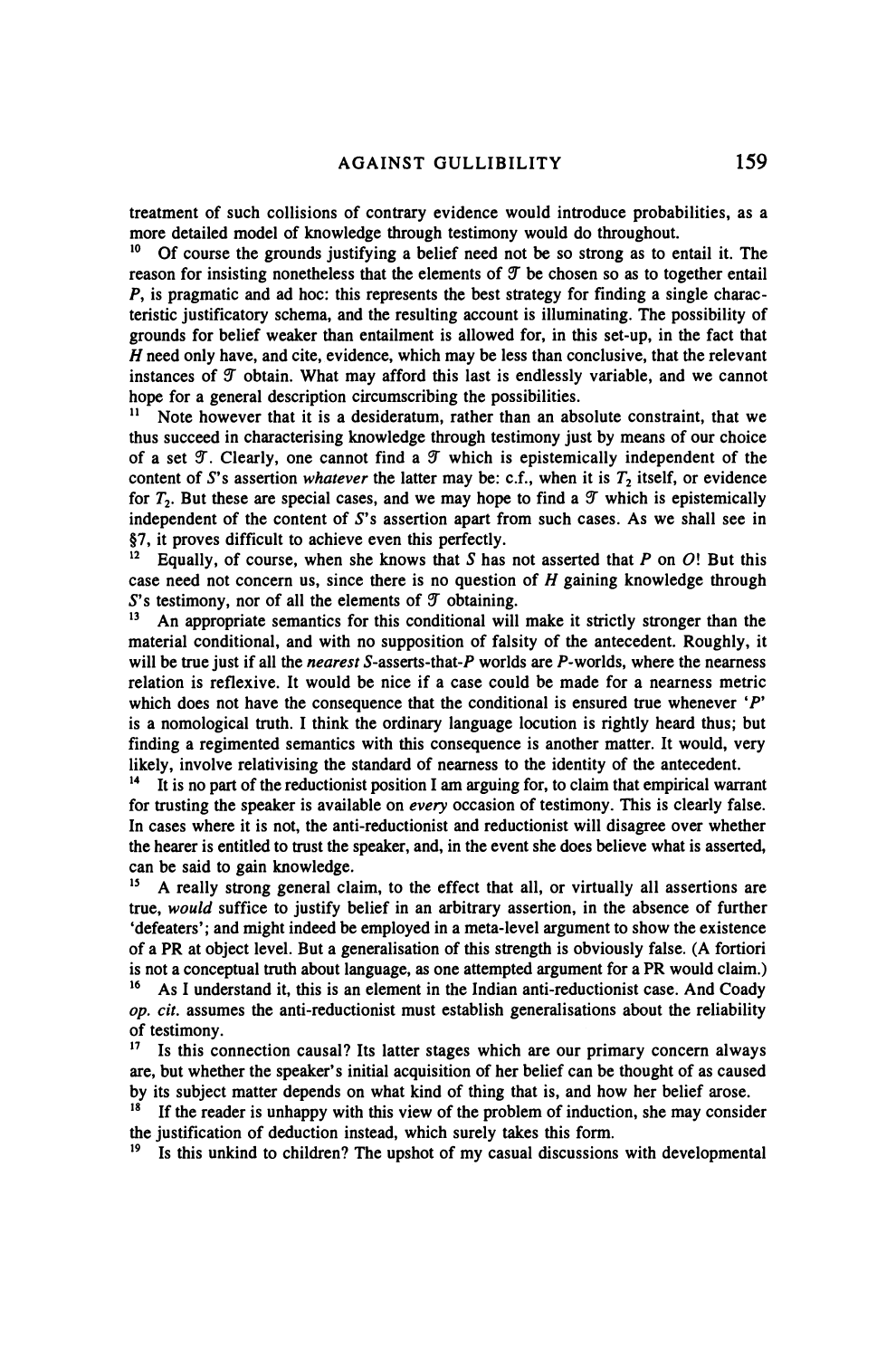treatment of such collisions of contrary evidence would introduce probabilities, as a more detailed model of knowledge through testimony would do throughout.

[10] Of course the grounds justifying a belief need not be so strong as to entail it. The reason for insisting nonetheless that the elements of $\mathcal{T}$ be chosen so as to together entail $P$, is pragmatic and ad hoc: this represents the best strategy for finding a single characteristic justificatory schema, and the resulting account is illuminating. The possibility of grounds for belief weaker than entailment is allowed for, in this set-up, in the fact that $H$ need only have, and cite, evidence, which may be less than conclusive, that the relevant instances of $\mathcal{T}$ obtain. What may afford this last is endlessly variable, and we cannot hope for a general description circumscribing the possibilities.

[11] Note however that it is a desideratum, rather than an absolute constraint, that we thus succeed in characterising knowledge through testimony just by means of our choice of a set $\mathcal{T}$. Clearly, one cannot find a $\mathcal{T}$ which is epistemically independent of the content of $S$'s assertion *whatever* the latter may be: c.f., when it is $T_2$ itself, or evidence for $T_2$. But these are special cases, and we may hope to find a $\mathcal{T}$ which is epistemically independent of the content of $S$'s assertion apart from such cases. As we shall see in §7, it proves difficult to achieve even this perfectly.

[12] Equally, of course, when she knows that $S$ has not asserted that $P$ on $O$! But this case need not concern us, since there is no question of $H$ gaining knowledge through $S$'s testimony, nor of all the elements of $\mathcal{T}$ obtaining.

[13] An appropriate semantics for this conditional will make it strictly stronger than the material conditional, and with no supposition of falsity of the antecedent. Roughly, it will be true just if all the *nearest* $S$-asserts-that-$P$ worlds are $P$-worlds, where the nearness relation is reflexive. It would be nice if a case could be made for a nearness metric which does not have the consequence that the conditional is ensured true whenever '$P$' is a nomological truth. I think the ordinary language locution is rightly heard thus; but finding a regimented semantics with this consequence is another matter. It would, very likely, involve relativising the standard of nearness to the identity of the antecedent.

[14] It is no part of the reductionist position I am arguing for, to claim that empirical warrant for trusting the speaker is available on *every* occasion of testimony. This is clearly false. In cases where it is not, the anti-reductionist and reductionist will disagree over whether the hearer is entitled to trust the speaker, and, in the event she does believe what is asserted, can be said to gain knowledge.

[15] A really strong general claim, to the effect that all, or virtually all assertions are true, *would* suffice to justify belief in an arbitrary assertion, in the absence of further 'defeaters'; and might indeed be employed in a meta-level argument to show the existence of a PR at object level. But a generalisation of this strength is obviously false. (A fortiori is not a conceptual truth about language, as one attempted argument for a PR would claim.)

[16] As I understand it, this is an element in the Indian anti-reductionist case. And Coady *op. cit.* assumes the anti-reductionist must establish generalisations about the reliability of testimony.

[17] Is this connection causal? Its latter stages which are our primary concern always are, but whether the speaker's initial acquisition of her belief can be thought of as caused by its subject matter depends on what kind of thing that is, and how her belief arose.

[18] If the reader is unhappy with this view of the problem of induction, she may consider the justification of deduction instead, which surely takes this form.

[19] Is this unkind to children? The upshot of my casual discussions with developmental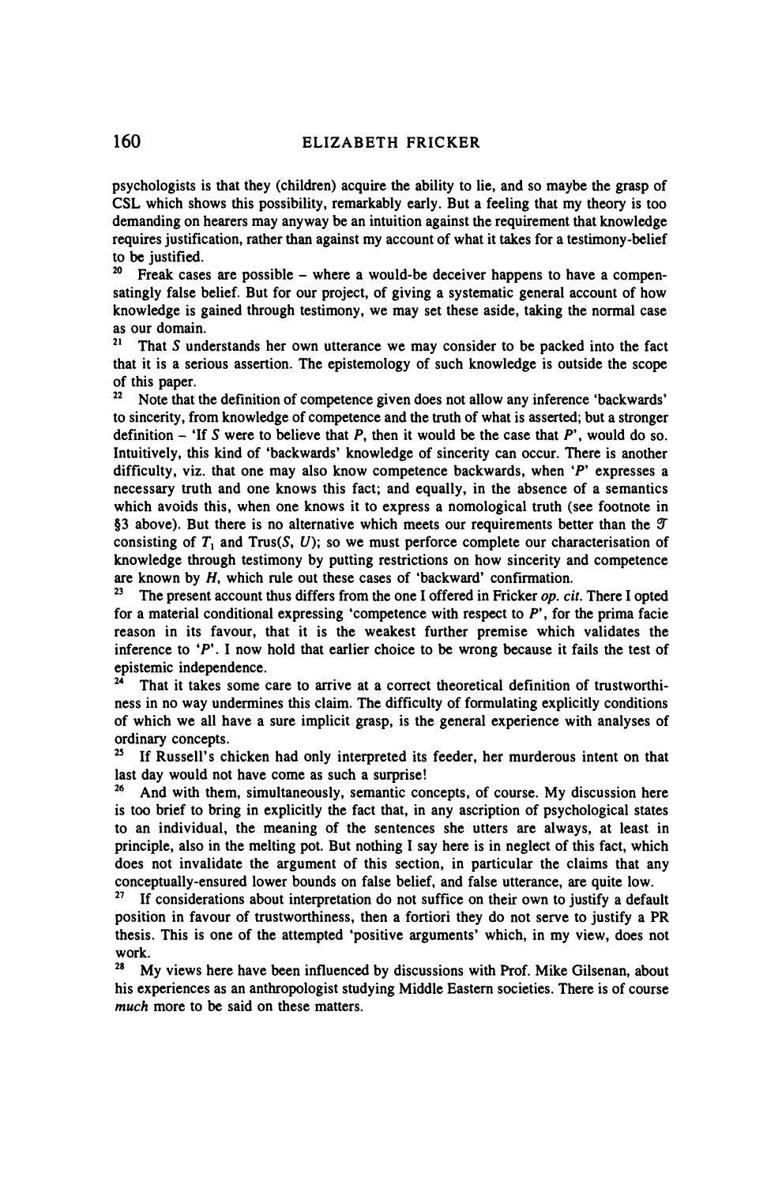psychologists is that they (children) acquire the ability to lie, and so maybe the grasp of CSL which shows this possibility, remarkably early. But a feeling that my theory is too demanding on hearers may anyway be an intuition against the requirement that knowledge requires justification, rather than against my account of what it takes for a testimony-belief to be justified.

[20] Freak cases are possible – where a would-be deceiver happens to have a compensatingly false belief. But for our project, of giving a systematic general account of how knowledge is gained through testimony, we may set these aside, taking the normal case as our domain.

[21] That *S* understands her own utterance we may consider to be packed into the fact that it is a serious assertion. The epistemology of such knowledge is outside the scope of this paper.

[22] Note that the definition of competence given does not allow any inference 'backwards' to sincerity, from knowledge of competence and the truth of what is asserted; but a stronger definition – 'If *S* were to believe that *P*, then it would be the case that *P*', would do so. Intuitively, this kind of 'backwards' knowledge of sincerity can occur. There is another difficulty, viz. that one may also know competence backwards, when '*P*' expresses a necessary truth and one knows this fact; and equally, in the absence of a semantics which avoids this, when one knows it to express a nomological truth (see footnote in §3 above). But there is no alternative which meets our requirements better than the $\mathcal{T}$ consisting of $T_1$ and Trus($S$, $U$); so we must perforce complete our characterisation of knowledge through testimony by putting restrictions on how sincerity and competence are known by *H*, which rule out these cases of 'backward' confirmation.

[23] The present account thus differs from the one I offered in Fricker *op. cit.* There I opted for a material conditional expressing 'competence with respect to *P*', for the prima facie reason in its favour, that it is the weakest further premise which validates the inference to '*P*'. I now hold that earlier choice to be wrong because it fails the test of epistemic independence.

[24] That it takes some care to arrive at a correct theoretical definition of trustworthiness in no way undermines this claim. The difficulty of formulating explicitly conditions of which we all have a sure implicit grasp, is the general experience with analyses of ordinary concepts.

[25] If Russell's chicken had only interpreted its feeder, her murderous intent on that last day would not have come as such a surprise!

[26] And with them, simultaneously, semantic concepts, of course. My discussion here is too brief to bring in explicitly the fact that, in any ascription of psychological states to an individual, the meaning of the sentences she utters are always, at least in principle, also in the melting pot. But nothing I say here is in neglect of this fact, which does not invalidate the argument of this section, in particular the claims that any conceptually-ensured lower bounds on false belief, and false utterance, are quite low.

[27] If considerations about interpretation do not suffice on their own to justify a default position in favour of trustworthiness, then a fortiori they do not serve to justify a PR thesis. This is one of the attempted 'positive arguments' which, in my view, does not work.

[28] My views here have been influenced by discussions with Prof. Mike Gilsenan, about his experiences as an anthropologist studying Middle Eastern societies. There is of course *much* more to be said on these matters.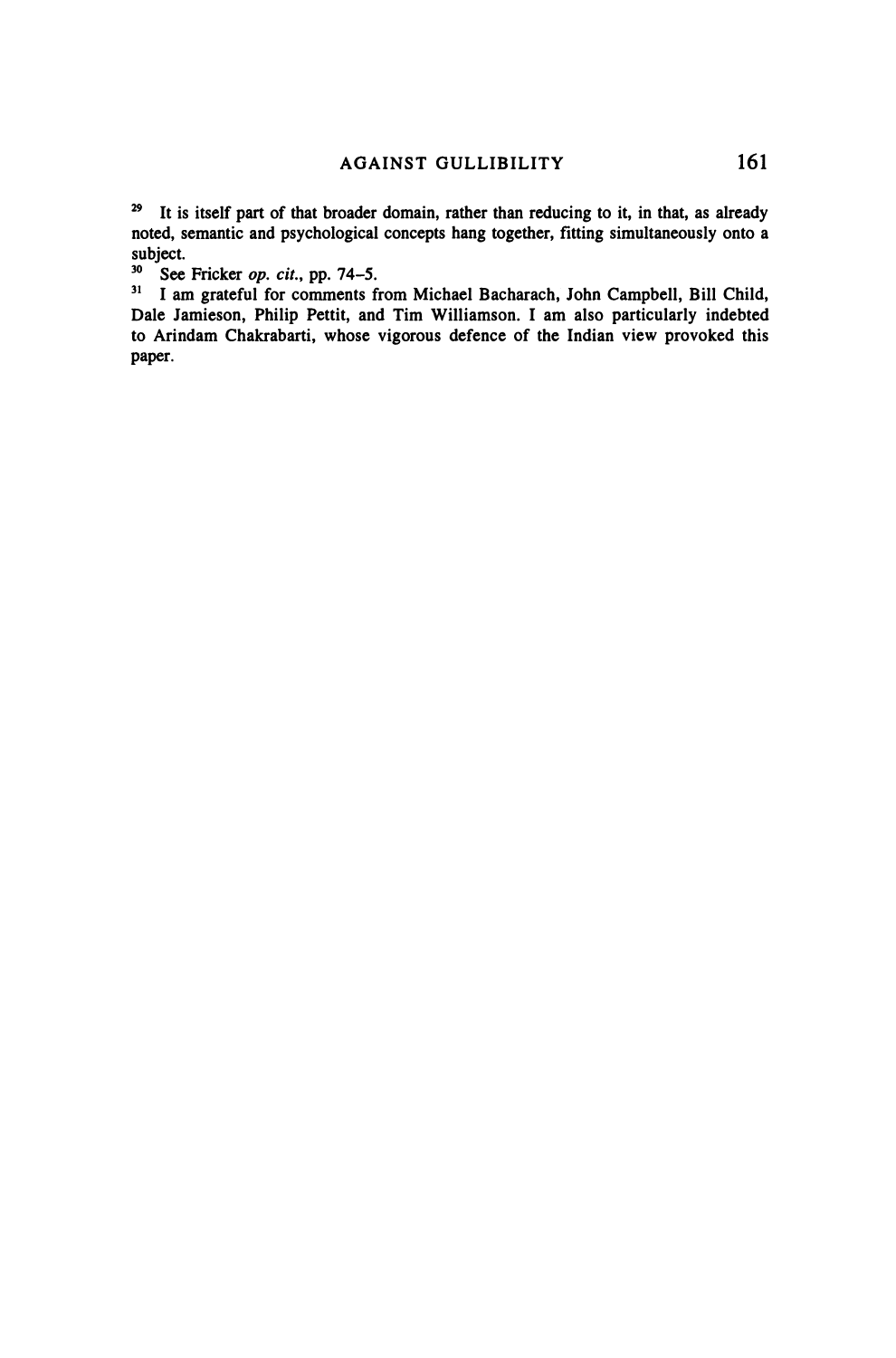[29] It is itself part of that broader domain, rather than reducing to it, in that, as already noted, semantic and psychological concepts hang together, fitting simultaneously onto a subject.

[30] See Fricker *op. cit.*, pp. 74–5.

[31] I am grateful for comments from Michael Bacharach, John Campbell, Bill Child, Dale Jamieson, Philip Pettit, and Tim Williamson. I am also particularly indebted to Arindam Chakrabarti, whose vigorous defence of the Indian view provoked this paper.